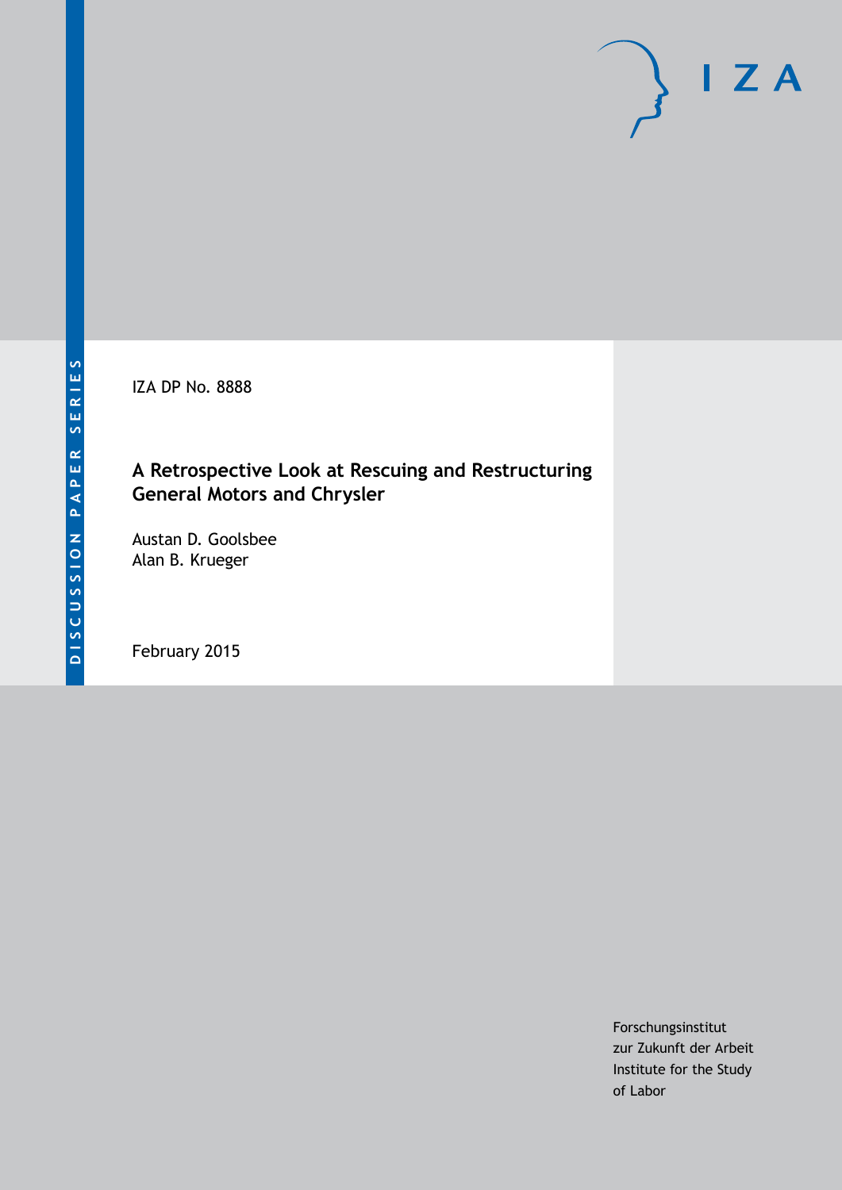DISCUSSION PAPER SERIES

IZA DP No. 8888

# A Retrospective Look at Rescuing and Restructuring General Motors and Chrysler

Austan D. Goolsbee
Alan B. Krueger

February 2015

Forschungsinstitut
zur Zukunft der Arbeit
Institute for the Study
of Labor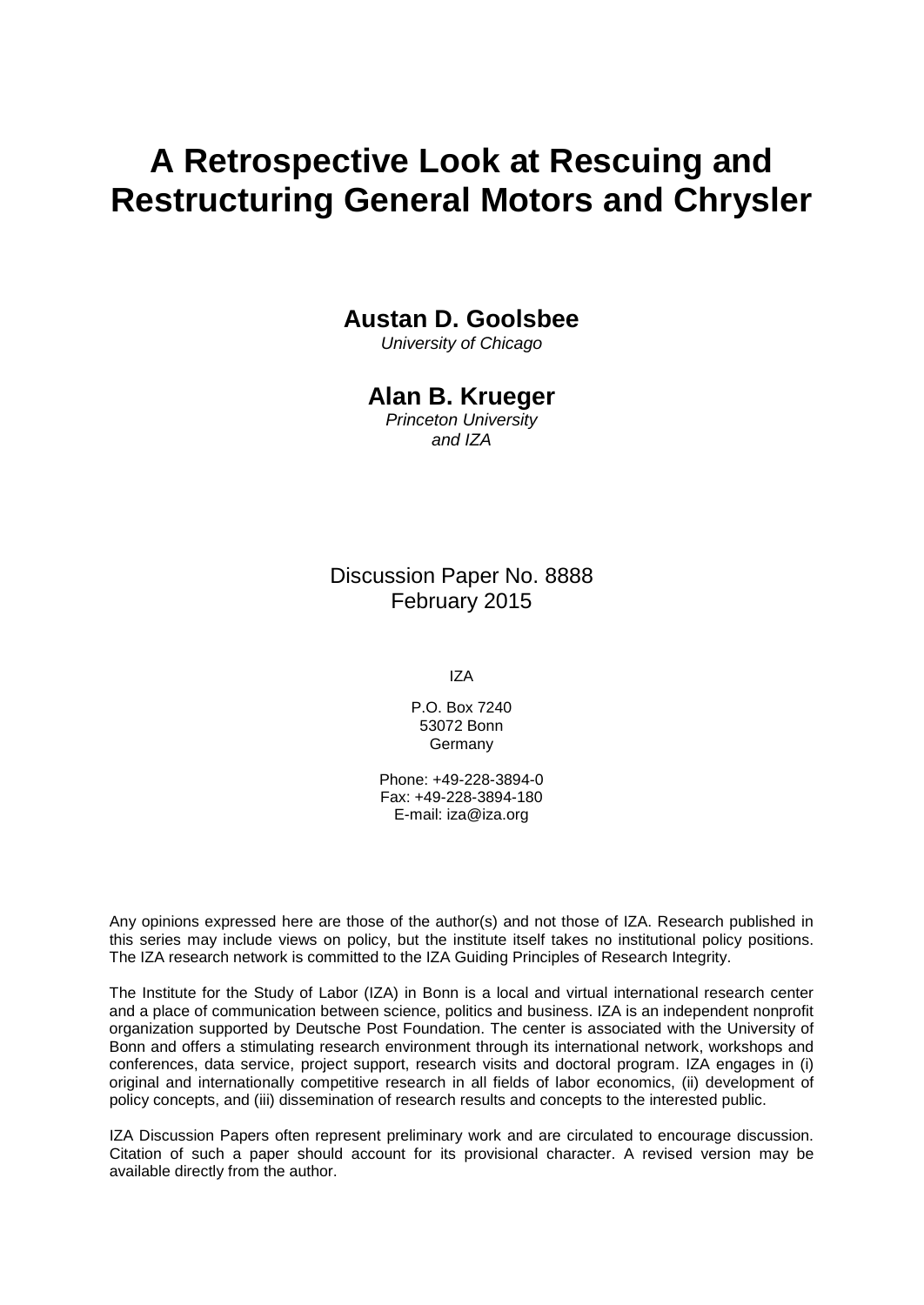# A Retrospective Look at Rescuing and Restructuring General Motors and Chrysler

**Austan D. Goolsbee**
*University of Chicago*

**Alan B. Krueger**
*Princeton University and IZA*

Discussion Paper No. 8888
February 2015

IZA

P.O. Box 7240
53072 Bonn
Germany

Phone: +49-228-3894-0
Fax: +49-228-3894-180
E-mail: iza@iza.org

Any opinions expressed here are those of the author(s) and not those of IZA. Research published in this series may include views on policy, but the institute itself takes no institutional policy positions. The IZA research network is committed to the IZA Guiding Principles of Research Integrity.

The Institute for the Study of Labor (IZA) in Bonn is a local and virtual international research center and a place of communication between science, politics and business. IZA is an independent nonprofit organization supported by Deutsche Post Foundation. The center is associated with the University of Bonn and offers a stimulating research environment through its international network, workshops and conferences, data service, project support, research visits and doctoral program. IZA engages in (i) original and internationally competitive research in all fields of labor economics, (ii) development of policy concepts, and (iii) dissemination of research results and concepts to the interested public.

IZA Discussion Papers often represent preliminary work and are circulated to encourage discussion. Citation of such a paper should account for its provisional character. A revised version may be available directly from the author.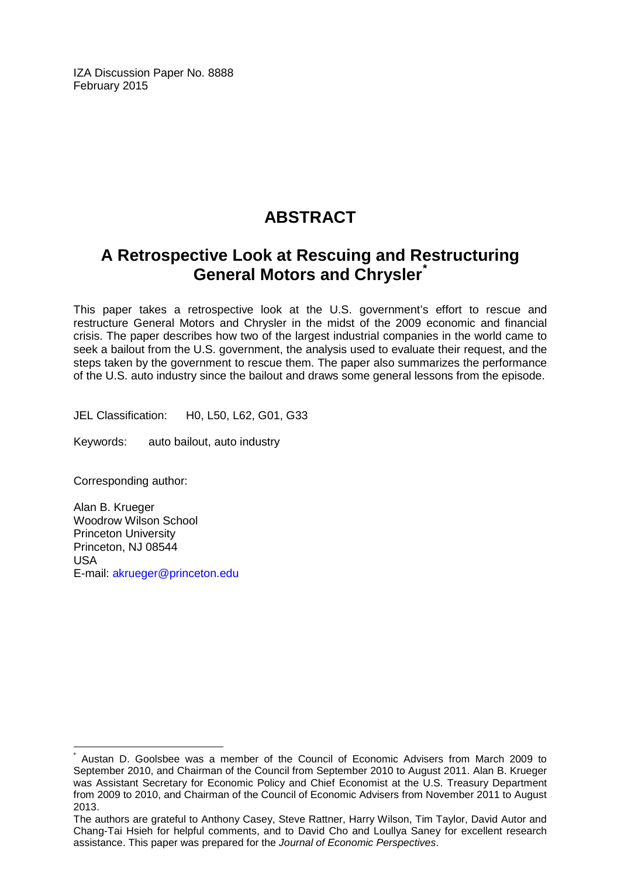IZA Discussion Paper No. 8888
February 2015

# ABSTRACT

## A Retrospective Look at Rescuing and Restructuring General Motors and Chrysler[*]

This paper takes a retrospective look at the U.S. government's effort to rescue and restructure General Motors and Chrysler in the midst of the 2009 economic and financial crisis. The paper describes how two of the largest industrial companies in the world came to seek a bailout from the U.S. government, the analysis used to evaluate their request, and the steps taken by the government to rescue them. The paper also summarizes the performance of the U.S. auto industry since the bailout and draws some general lessons from the episode.

JEL Classification: H0, L50, L62, G01, G33

Keywords: auto bailout, auto industry

Corresponding author:

Alan B. Krueger
Woodrow Wilson School
Princeton University
Princeton, NJ 08544
USA
E-mail: akrueger@princeton.edu

---

[*] Austan D. Goolsbee was a member of the Council of Economic Advisers from March 2009 to September 2010, and Chairman of the Council from September 2010 to August 2011. Alan B. Krueger was Assistant Secretary for Economic Policy and Chief Economist at the U.S. Treasury Department from 2009 to 2010, and Chairman of the Council of Economic Advisers from November 2011 to August 2013.

The authors are grateful to Anthony Casey, Steve Rattner, Harry Wilson, Tim Taylor, David Autor and Chang-Tai Hsieh for helpful comments, and to David Cho and Loullya Saney for excellent research assistance. This paper was prepared for the *Journal of Economic Perspectives*.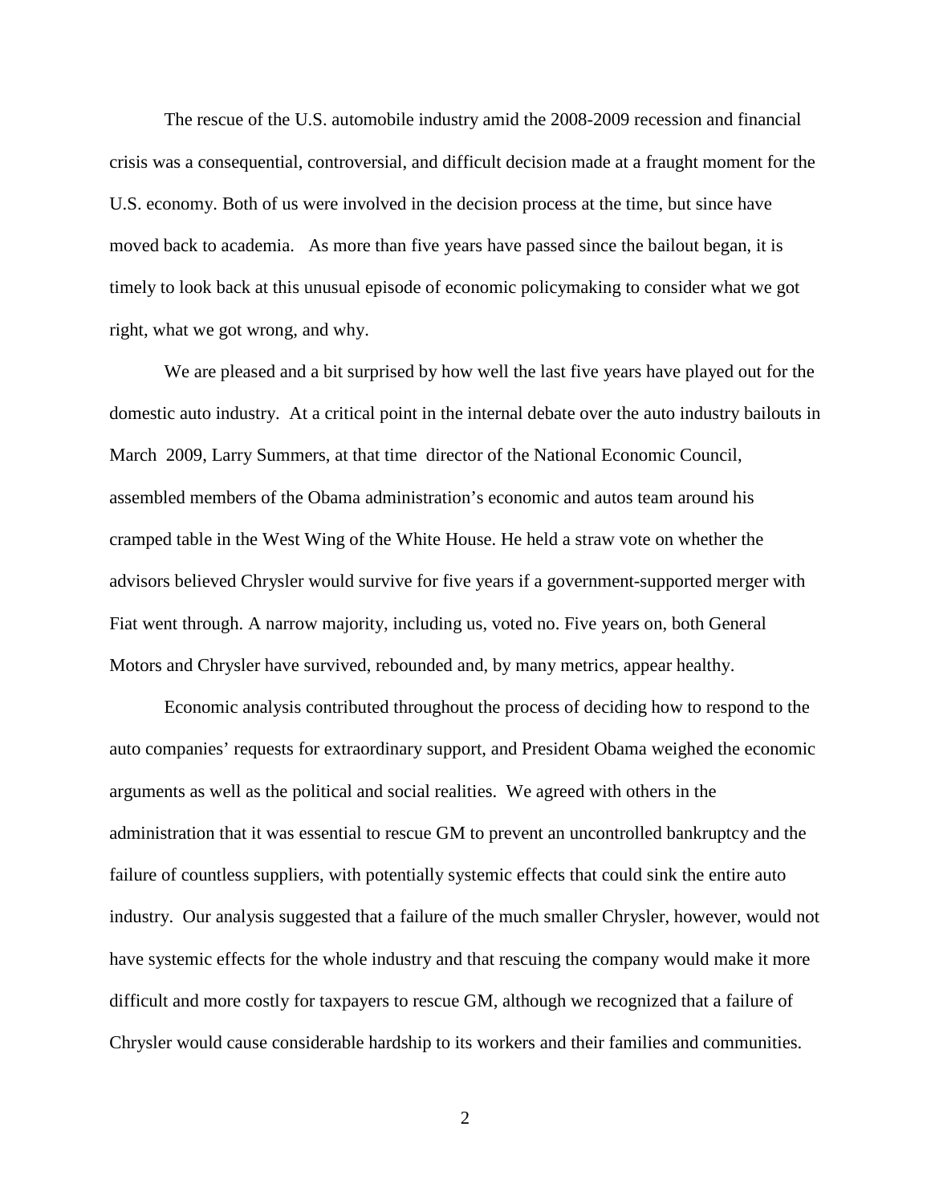The rescue of the U.S. automobile industry amid the 2008-2009 recession and financial crisis was a consequential, controversial, and difficult decision made at a fraught moment for the U.S. economy. Both of us were involved in the decision process at the time, but since have moved back to academia. As more than five years have passed since the bailout began, it is timely to look back at this unusual episode of economic policymaking to consider what we got right, what we got wrong, and why.

We are pleased and a bit surprised by how well the last five years have played out for the domestic auto industry. At a critical point in the internal debate over the auto industry bailouts in March 2009, Larry Summers, at that time director of the National Economic Council, assembled members of the Obama administration's economic and autos team around his cramped table in the West Wing of the White House. He held a straw vote on whether the advisors believed Chrysler would survive for five years if a government-supported merger with Fiat went through. A narrow majority, including us, voted no. Five years on, both General Motors and Chrysler have survived, rebounded and, by many metrics, appear healthy.

Economic analysis contributed throughout the process of deciding how to respond to the auto companies' requests for extraordinary support, and President Obama weighed the economic arguments as well as the political and social realities. We agreed with others in the administration that it was essential to rescue GM to prevent an uncontrolled bankruptcy and the failure of countless suppliers, with potentially systemic effects that could sink the entire auto industry. Our analysis suggested that a failure of the much smaller Chrysler, however, would not have systemic effects for the whole industry and that rescuing the company would make it more difficult and more costly for taxpayers to rescue GM, although we recognized that a failure of Chrysler would cause considerable hardship to its workers and their families and communities.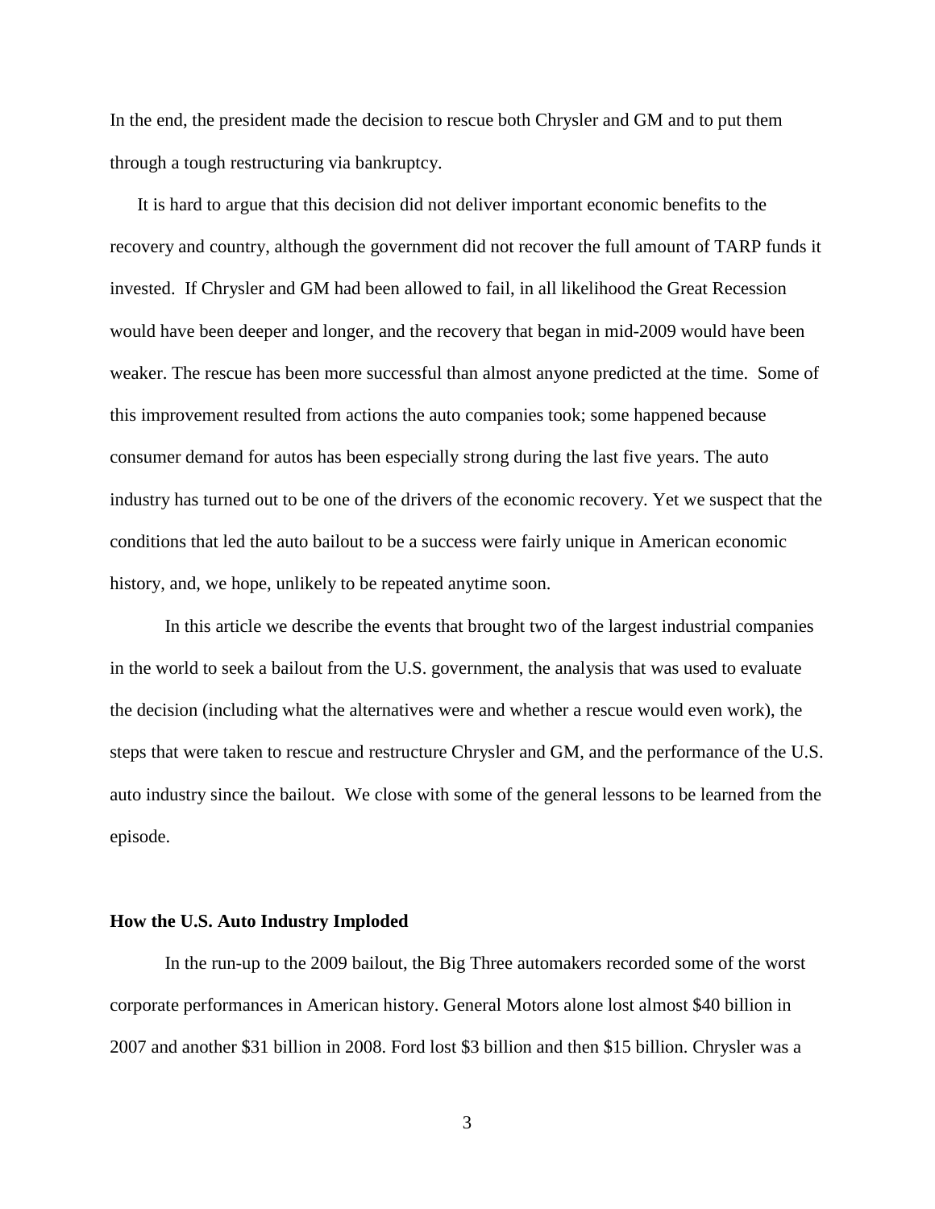In the end, the president made the decision to rescue both Chrysler and GM and to put them through a tough restructuring via bankruptcy.

It is hard to argue that this decision did not deliver important economic benefits to the recovery and country, although the government did not recover the full amount of TARP funds it invested. If Chrysler and GM had been allowed to fail, in all likelihood the Great Recession would have been deeper and longer, and the recovery that began in mid-2009 would have been weaker. The rescue has been more successful than almost anyone predicted at the time. Some of this improvement resulted from actions the auto companies took; some happened because consumer demand for autos has been especially strong during the last five years. The auto industry has turned out to be one of the drivers of the economic recovery. Yet we suspect that the conditions that led the auto bailout to be a success were fairly unique in American economic history, and, we hope, unlikely to be repeated anytime soon.

In this article we describe the events that brought two of the largest industrial companies in the world to seek a bailout from the U.S. government, the analysis that was used to evaluate the decision (including what the alternatives were and whether a rescue would even work), the steps that were taken to rescue and restructure Chrysler and GM, and the performance of the U.S. auto industry since the bailout. We close with some of the general lessons to be learned from the episode.

## How the U.S. Auto Industry Imploded

In the run-up to the 2009 bailout, the Big Three automakers recorded some of the worst corporate performances in American history. General Motors alone lost almost $40 billion in 2007 and another $31 billion in 2008. Ford lost $3 billion and then $15 billion. Chrysler was a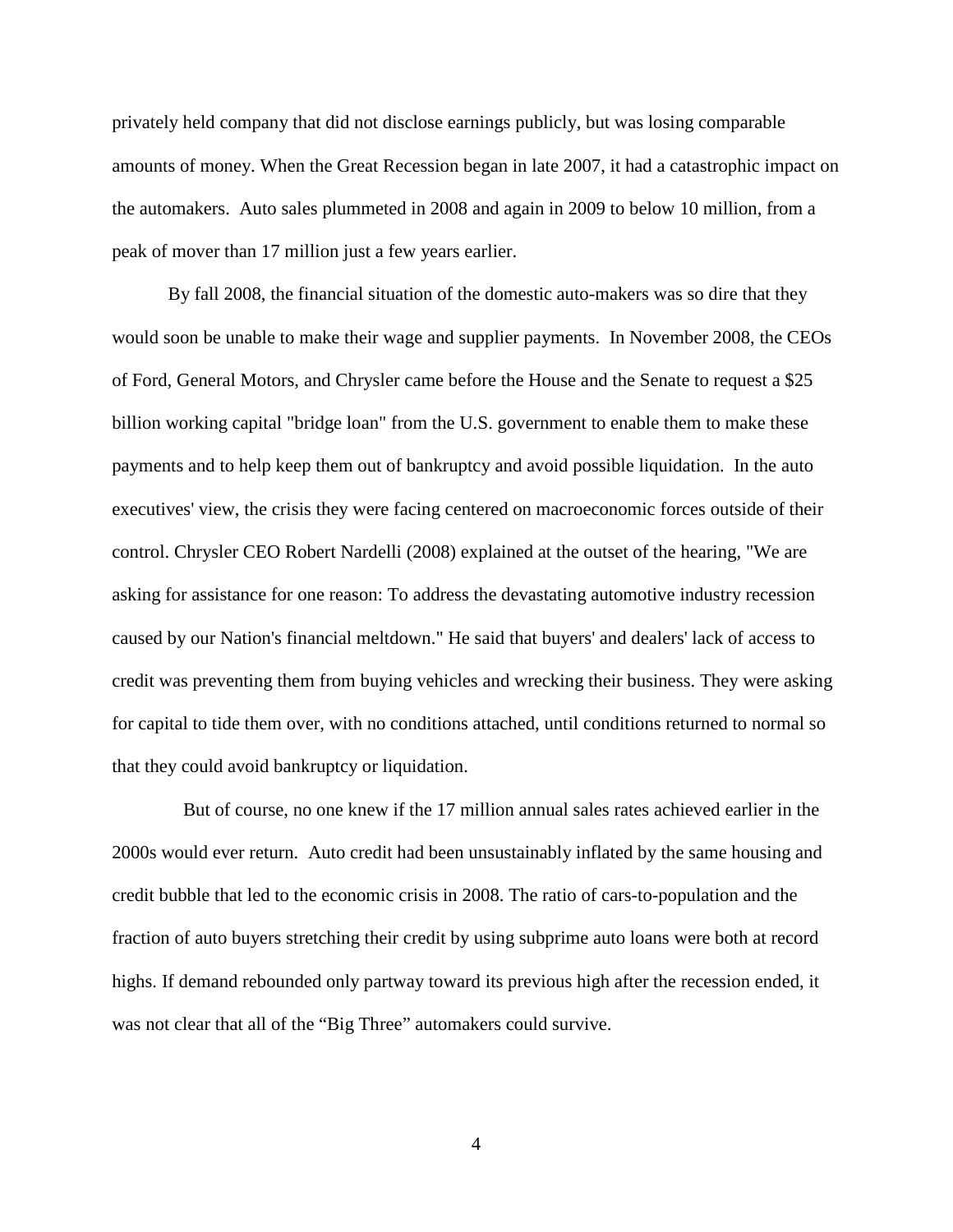privately held company that did not disclose earnings publicly, but was losing comparable amounts of money. When the Great Recession began in late 2007, it had a catastrophic impact on the automakers. Auto sales plummeted in 2008 and again in 2009 to below 10 million, from a peak of mover than 17 million just a few years earlier.

By fall 2008, the financial situation of the domestic auto-makers was so dire that they would soon be unable to make their wage and supplier payments. In November 2008, the CEOs of Ford, General Motors, and Chrysler came before the House and the Senate to request a $25 billion working capital "bridge loan" from the U.S. government to enable them to make these payments and to help keep them out of bankruptcy and avoid possible liquidation. In the auto executives' view, the crisis they were facing centered on macroeconomic forces outside of their control. Chrysler CEO Robert Nardelli (2008) explained at the outset of the hearing, "We are asking for assistance for one reason: To address the devastating automotive industry recession caused by our Nation's financial meltdown." He said that buyers' and dealers' lack of access to credit was preventing them from buying vehicles and wrecking their business. They were asking for capital to tide them over, with no conditions attached, until conditions returned to normal so that they could avoid bankruptcy or liquidation.

But of course, no one knew if the 17 million annual sales rates achieved earlier in the 2000s would ever return. Auto credit had been unsustainably inflated by the same housing and credit bubble that led to the economic crisis in 2008. The ratio of cars-to-population and the fraction of auto buyers stretching their credit by using subprime auto loans were both at record highs. If demand rebounded only partway toward its previous high after the recession ended, it was not clear that all of the "Big Three" automakers could survive.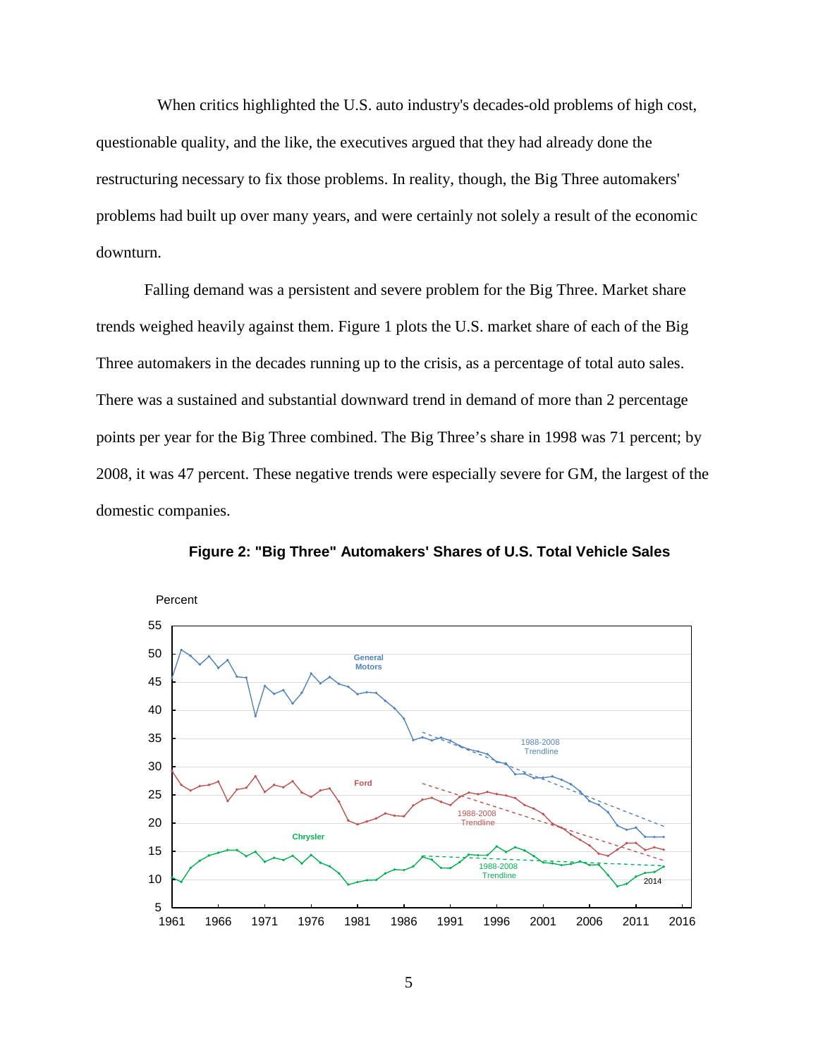When critics highlighted the U.S. auto industry's decades-old problems of high cost, questionable quality, and the like, the executives argued that they had already done the restructuring necessary to fix those problems. In reality, though, the Big Three automakers' problems had built up over many years, and were certainly not solely a result of the economic downturn.

Falling demand was a persistent and severe problem for the Big Three. Market share trends weighed heavily against them. Figure 1 plots the U.S. market share of each of the Big Three automakers in the decades running up to the crisis, as a percentage of total auto sales. There was a sustained and substantial downward trend in demand of more than 2 percentage points per year for the Big Three combined. The Big Three's share in 1998 was 71 percent; by 2008, it was 47 percent. These negative trends were especially severe for GM, the largest of the domestic companies.

**Figure 2: "Big Three" Automakers' Shares of U.S. Total Vehicle Sales**

Percent

55
50
45
40
35
30
25
20
15
10
5

1961 1966 1971 1976 1981 1986 1991 1996 2001 2006 2011 2016

General Motors

1988-2008 Trendline

Ford

1988-2008 Trendline

Chrysler

1988-2008 Trendline

2014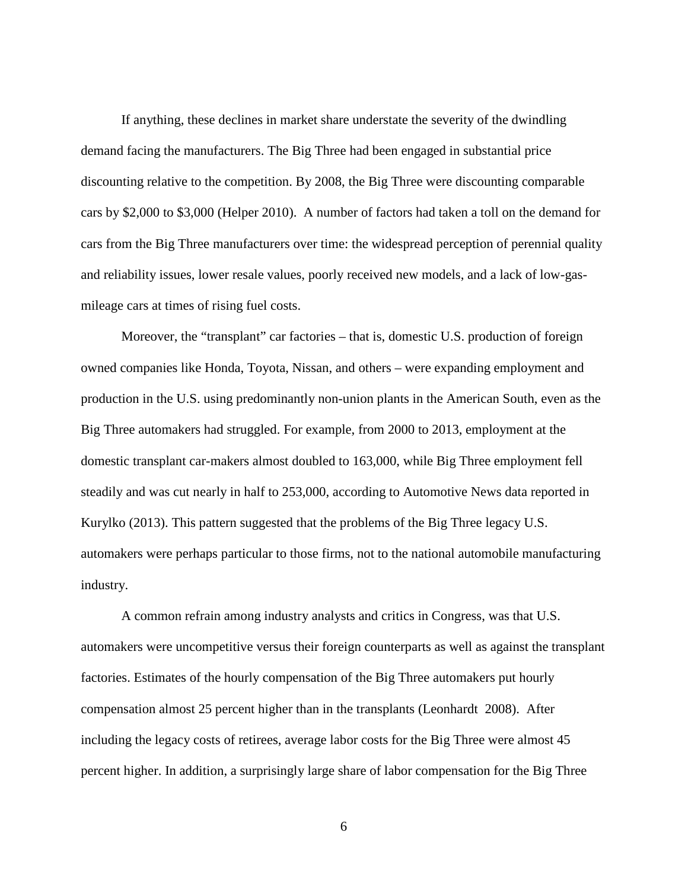If anything, these declines in market share understate the severity of the dwindling demand facing the manufacturers. The Big Three had been engaged in substantial price discounting relative to the competition. By 2008, the Big Three were discounting comparable cars by $2,000 to $3,000 (Helper 2010). A number of factors had taken a toll on the demand for cars from the Big Three manufacturers over time: the widespread perception of perennial quality and reliability issues, lower resale values, poorly received new models, and a lack of low-gas-mileage cars at times of rising fuel costs.

Moreover, the "transplant" car factories – that is, domestic U.S. production of foreign owned companies like Honda, Toyota, Nissan, and others – were expanding employment and production in the U.S. using predominantly non-union plants in the American South, even as the Big Three automakers had struggled. For example, from 2000 to 2013, employment at the domestic transplant car-makers almost doubled to 163,000, while Big Three employment fell steadily and was cut nearly in half to 253,000, according to Automotive News data reported in Kurylko (2013). This pattern suggested that the problems of the Big Three legacy U.S. automakers were perhaps particular to those firms, not to the national automobile manufacturing industry.

A common refrain among industry analysts and critics in Congress, was that U.S. automakers were uncompetitive versus their foreign counterparts as well as against the transplant factories. Estimates of the hourly compensation of the Big Three automakers put hourly compensation almost 25 percent higher than in the transplants (Leonhardt 2008). After including the legacy costs of retirees, average labor costs for the Big Three were almost 45 percent higher. In addition, a surprisingly large share of labor compensation for the Big Three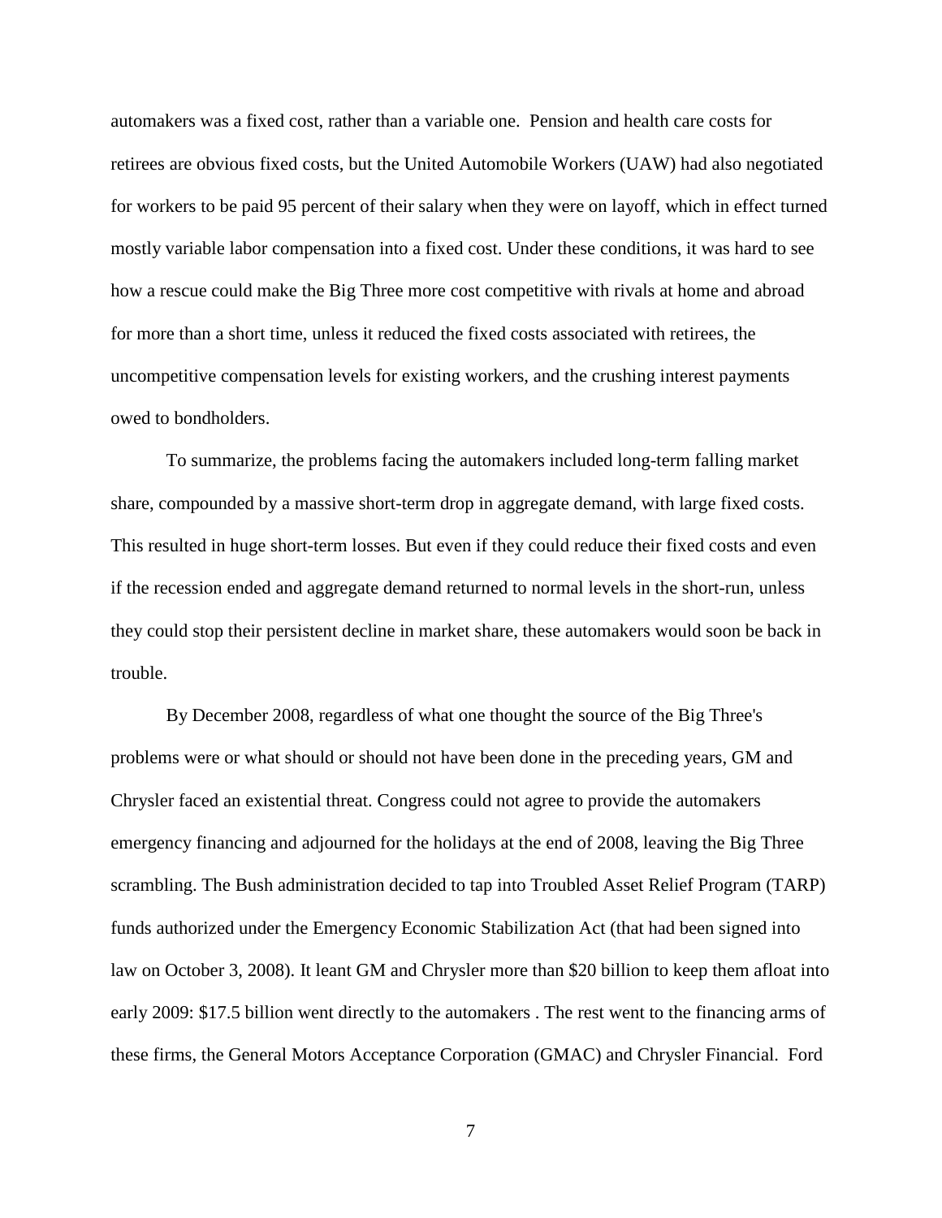automakers was a fixed cost, rather than a variable one.  Pension and health care costs for retirees are obvious fixed costs, but the United Automobile Workers (UAW) had also negotiated for workers to be paid 95 percent of their salary when they were on layoff, which in effect turned mostly variable labor compensation into a fixed cost. Under these conditions, it was hard to see how a rescue could make the Big Three more cost competitive with rivals at home and abroad for more than a short time, unless it reduced the fixed costs associated with retirees, the uncompetitive compensation levels for existing workers, and the crushing interest payments owed to bondholders.

To summarize, the problems facing the automakers included long-term falling market share, compounded by a massive short-term drop in aggregate demand, with large fixed costs. This resulted in huge short-term losses. But even if they could reduce their fixed costs and even if the recession ended and aggregate demand returned to normal levels in the short-run, unless they could stop their persistent decline in market share, these automakers would soon be back in trouble.

By December 2008, regardless of what one thought the source of the Big Three's problems were or what should or should not have been done in the preceding years, GM and Chrysler faced an existential threat. Congress could not agree to provide the automakers emergency financing and adjourned for the holidays at the end of 2008, leaving the Big Three scrambling. The Bush administration decided to tap into Troubled Asset Relief Program (TARP) funds authorized under the Emergency Economic Stabilization Act (that had been signed into law on October 3, 2008). It leant GM and Chrysler more than $20 billion to keep them afloat into early 2009: $17.5 billion went directly to the automakers . The rest went to the financing arms of these firms, the General Motors Acceptance Corporation (GMAC) and Chrysler Financial.  Ford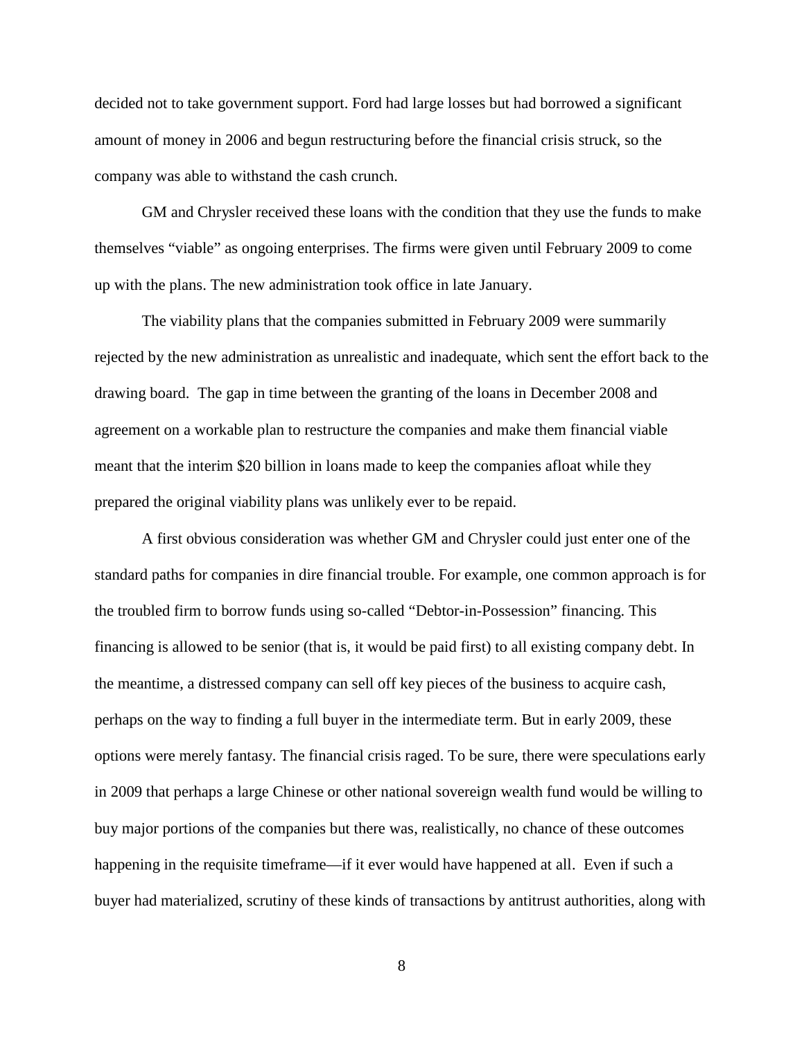decided not to take government support. Ford had large losses but had borrowed a significant amount of money in 2006 and begun restructuring before the financial crisis struck, so the company was able to withstand the cash crunch.

GM and Chrysler received these loans with the condition that they use the funds to make themselves "viable" as ongoing enterprises. The firms were given until February 2009 to come up with the plans. The new administration took office in late January.

The viability plans that the companies submitted in February 2009 were summarily rejected by the new administration as unrealistic and inadequate, which sent the effort back to the drawing board. The gap in time between the granting of the loans in December 2008 and agreement on a workable plan to restructure the companies and make them financial viable meant that the interim $20 billion in loans made to keep the companies afloat while they prepared the original viability plans was unlikely ever to be repaid.

A first obvious consideration was whether GM and Chrysler could just enter one of the standard paths for companies in dire financial trouble. For example, one common approach is for the troubled firm to borrow funds using so-called "Debtor-in-Possession" financing. This financing is allowed to be senior (that is, it would be paid first) to all existing company debt. In the meantime, a distressed company can sell off key pieces of the business to acquire cash, perhaps on the way to finding a full buyer in the intermediate term. But in early 2009, these options were merely fantasy. The financial crisis raged. To be sure, there were speculations early in 2009 that perhaps a large Chinese or other national sovereign wealth fund would be willing to buy major portions of the companies but there was, realistically, no chance of these outcomes happening in the requisite timeframe—if it ever would have happened at all. Even if such a buyer had materialized, scrutiny of these kinds of transactions by antitrust authorities, along with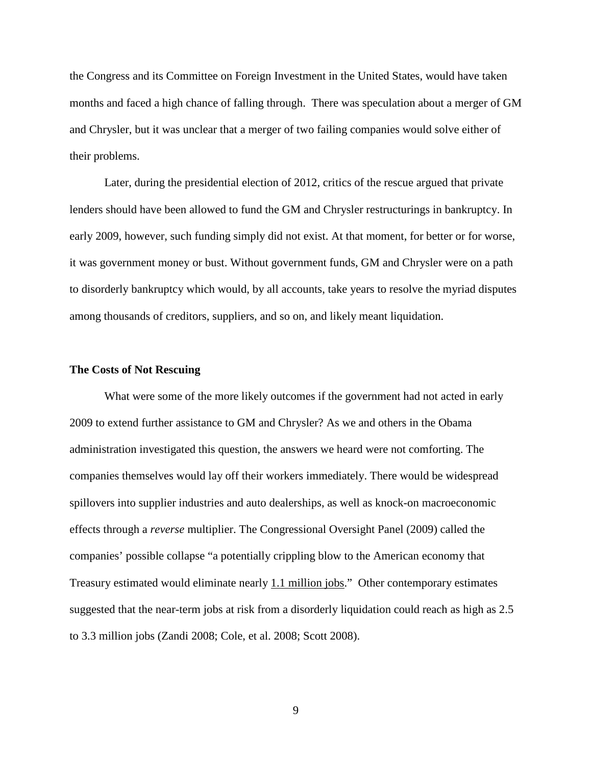the Congress and its Committee on Foreign Investment in the United States, would have taken months and faced a high chance of falling through. There was speculation about a merger of GM and Chrysler, but it was unclear that a merger of two failing companies would solve either of their problems.

Later, during the presidential election of 2012, critics of the rescue argued that private lenders should have been allowed to fund the GM and Chrysler restructurings in bankruptcy. In early 2009, however, such funding simply did not exist. At that moment, for better or for worse, it was government money or bust. Without government funds, GM and Chrysler were on a path to disorderly bankruptcy which would, by all accounts, take years to resolve the myriad disputes among thousands of creditors, suppliers, and so on, and likely meant liquidation.

**The Costs of Not Rescuing**

What were some of the more likely outcomes if the government had not acted in early 2009 to extend further assistance to GM and Chrysler? As we and others in the Obama administration investigated this question, the answers we heard were not comforting. The companies themselves would lay off their workers immediately. There would be widespread spillovers into supplier industries and auto dealerships, as well as knock-on macroeconomic effects through a *reverse* multiplier. The Congressional Oversight Panel (2009) called the companies' possible collapse "a potentially crippling blow to the American economy that Treasury estimated would eliminate nearly 1.1 million jobs." Other contemporary estimates suggested that the near-term jobs at risk from a disorderly liquidation could reach as high as 2.5 to 3.3 million jobs (Zandi 2008; Cole, et al. 2008; Scott 2008).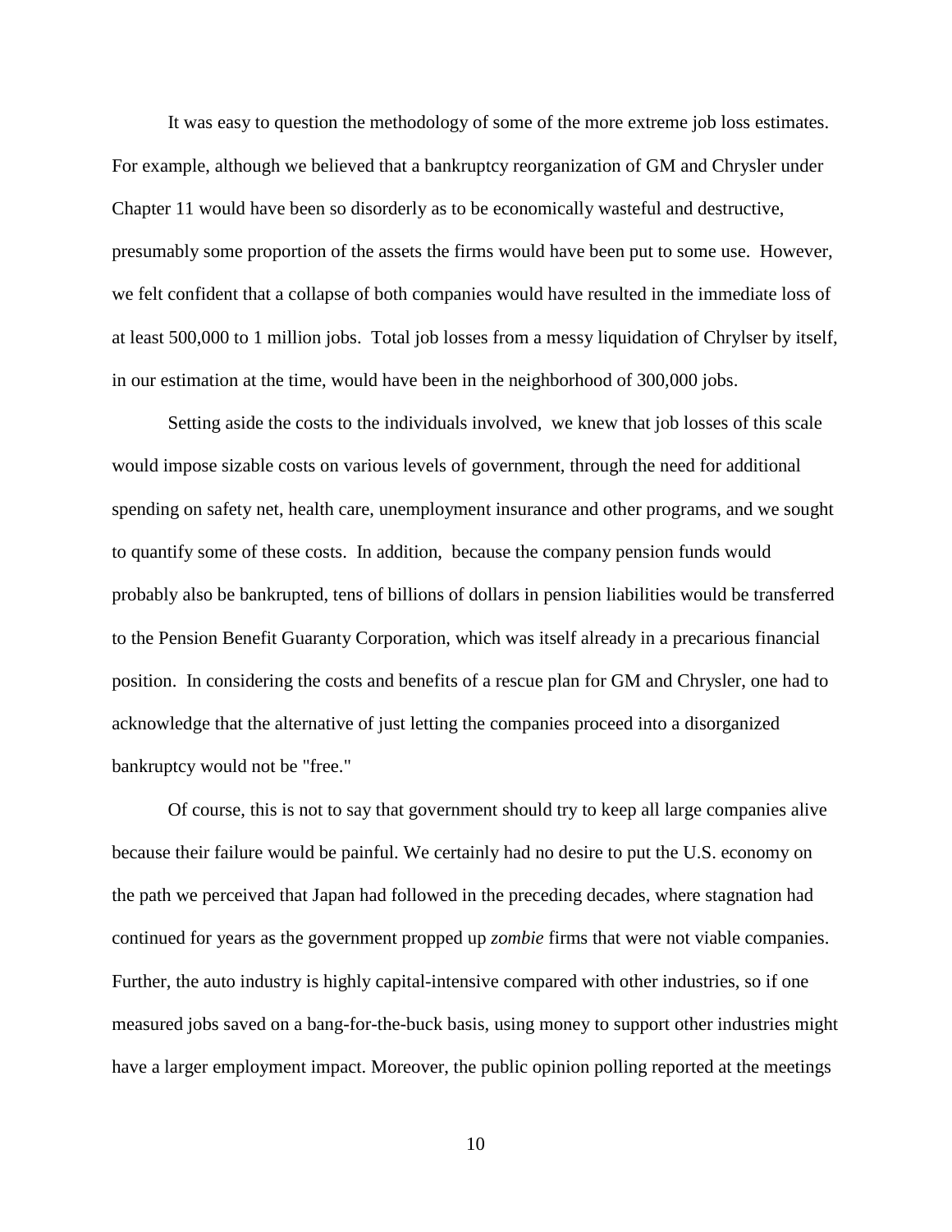It was easy to question the methodology of some of the more extreme job loss estimates. For example, although we believed that a bankruptcy reorganization of GM and Chrysler under Chapter 11 would have been so disorderly as to be economically wasteful and destructive, presumably some proportion of the assets the firms would have been put to some use. However, we felt confident that a collapse of both companies would have resulted in the immediate loss of at least 500,000 to 1 million jobs. Total job losses from a messy liquidation of Chrylser by itself, in our estimation at the time, would have been in the neighborhood of 300,000 jobs.

Setting aside the costs to the individuals involved, we knew that job losses of this scale would impose sizable costs on various levels of government, through the need for additional spending on safety net, health care, unemployment insurance and other programs, and we sought to quantify some of these costs. In addition, because the company pension funds would probably also be bankrupted, tens of billions of dollars in pension liabilities would be transferred to the Pension Benefit Guaranty Corporation, which was itself already in a precarious financial position. In considering the costs and benefits of a rescue plan for GM and Chrysler, one had to acknowledge that the alternative of just letting the companies proceed into a disorganized bankruptcy would not be "free."

Of course, this is not to say that government should try to keep all large companies alive because their failure would be painful. We certainly had no desire to put the U.S. economy on the path we perceived that Japan had followed in the preceding decades, where stagnation had continued for years as the government propped up *zombie* firms that were not viable companies. Further, the auto industry is highly capital-intensive compared with other industries, so if one measured jobs saved on a bang-for-the-buck basis, using money to support other industries might have a larger employment impact. Moreover, the public opinion polling reported at the meetings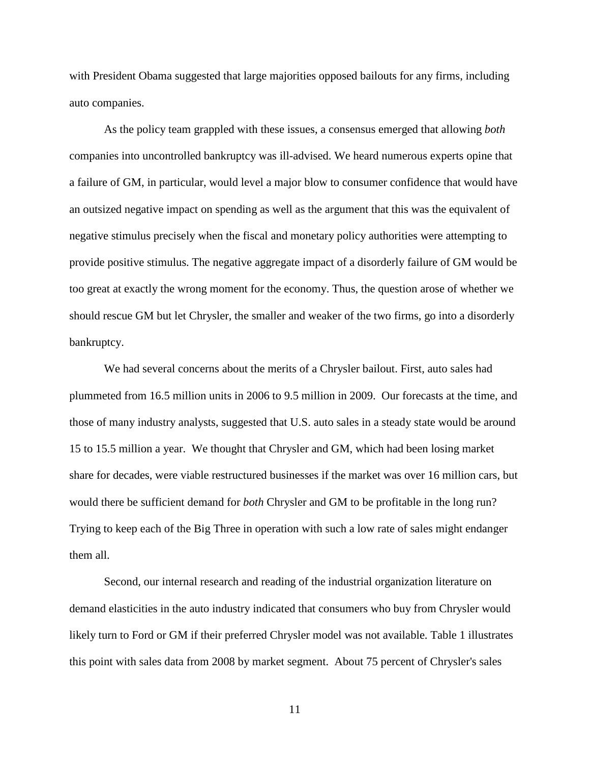with President Obama suggested that large majorities opposed bailouts for any firms, including auto companies.

As the policy team grappled with these issues, a consensus emerged that allowing *both* companies into uncontrolled bankruptcy was ill-advised. We heard numerous experts opine that a failure of GM, in particular, would level a major blow to consumer confidence that would have an outsized negative impact on spending as well as the argument that this was the equivalent of negative stimulus precisely when the fiscal and monetary policy authorities were attempting to provide positive stimulus. The negative aggregate impact of a disorderly failure of GM would be too great at exactly the wrong moment for the economy. Thus, the question arose of whether we should rescue GM but let Chrysler, the smaller and weaker of the two firms, go into a disorderly bankruptcy.

We had several concerns about the merits of a Chrysler bailout. First, auto sales had plummeted from 16.5 million units in 2006 to 9.5 million in 2009. Our forecasts at the time, and those of many industry analysts, suggested that U.S. auto sales in a steady state would be around 15 to 15.5 million a year. We thought that Chrysler and GM, which had been losing market share for decades, were viable restructured businesses if the market was over 16 million cars, but would there be sufficient demand for *both* Chrysler and GM to be profitable in the long run? Trying to keep each of the Big Three in operation with such a low rate of sales might endanger them all.

Second, our internal research and reading of the industrial organization literature on demand elasticities in the auto industry indicated that consumers who buy from Chrysler would likely turn to Ford or GM if their preferred Chrysler model was not available. Table 1 illustrates this point with sales data from 2008 by market segment. About 75 percent of Chrysler's sales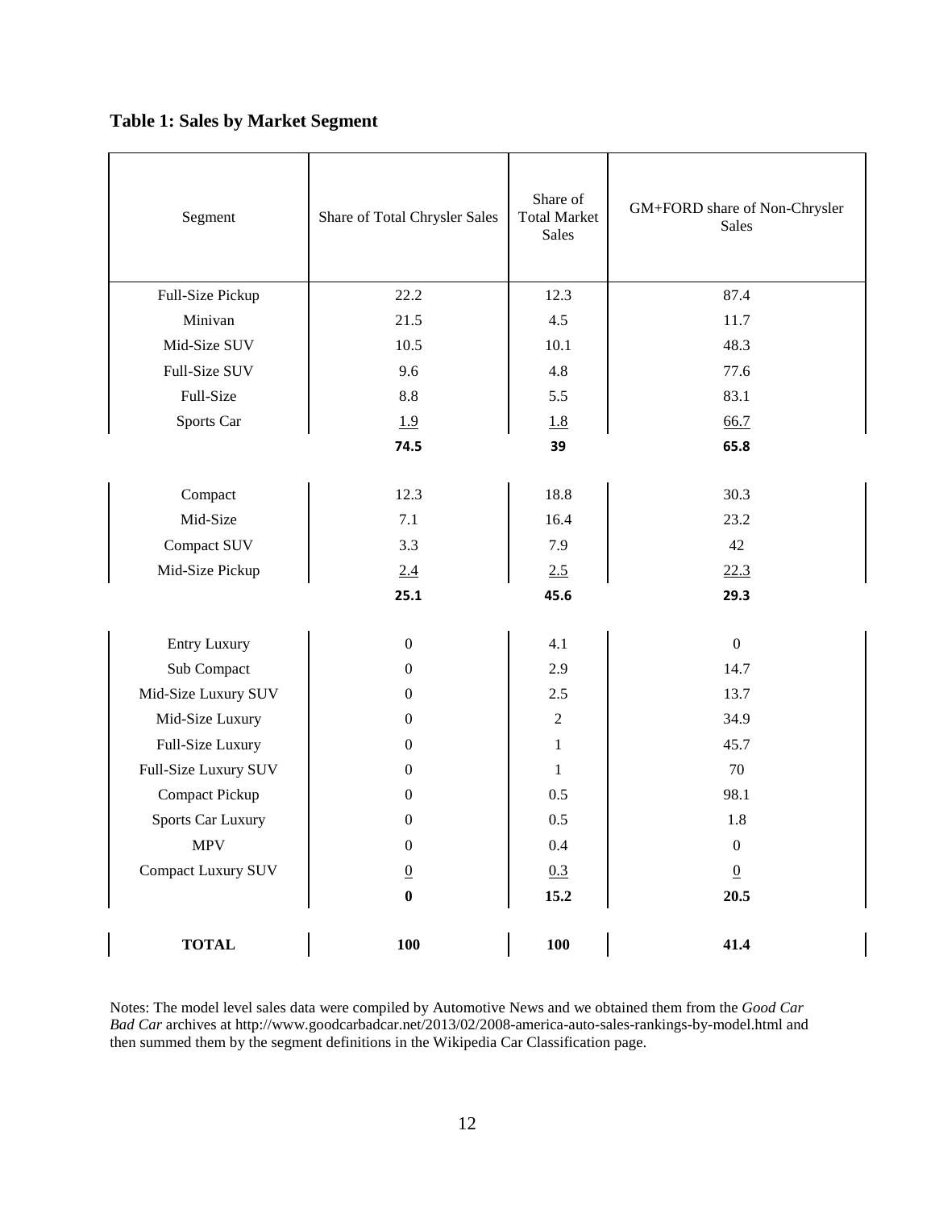**Table 1: Sales by Market Segment**

| Segment | Share of Total Chrysler Sales | Share of Total Market Sales | GM+FORD share of Non-Chrysler Sales |
|---|---|---|---|
| Full-Size Pickup | 22.2 | 12.3 | 87.4 |
| Minivan | 21.5 | 4.5 | 11.7 |
| Mid-Size SUV | 10.5 | 10.1 | 48.3 |
| Full-Size SUV | 9.6 | 4.8 | 77.6 |
| Full-Size | 8.8 | 5.5 | 83.1 |
| Sports Car | 1.9 | 1.8 | 66.7 |
| | **74.5** | **39** | **65.8** |
| Compact | 12.3 | 18.8 | 30.3 |
| Mid-Size | 7.1 | 16.4 | 23.2 |
| Compact SUV | 3.3 | 7.9 | 42 |
| Mid-Size Pickup | 2.4 | 2.5 | 22.3 |
| | **25.1** | **45.6** | **29.3** |
| Entry Luxury | 0 | 4.1 | 0 |
| Sub Compact | 0 | 2.9 | 14.7 |
| Mid-Size Luxury SUV | 0 | 2.5 | 13.7 |
| Mid-Size Luxury | 0 | 2 | 34.9 |
| Full-Size Luxury | 0 | 1 | 45.7 |
| Full-Size Luxury SUV | 0 | 1 | 70 |
| Compact Pickup | 0 | 0.5 | 98.1 |
| Sports Car Luxury | 0 | 0.5 | 1.8 |
| MPV | 0 | 0.4 | 0 |
| Compact Luxury SUV | 0 | 0.3 | 0 |
| | **0** | **15.2** | **20.5** |
| **TOTAL** | **100** | **100** | **41.4** |

Notes: The model level sales data were compiled by Automotive News and we obtained them from the *Good Car Bad Car* archives at http://www.goodcarbadcar.net/2013/02/2008-america-auto-sales-rankings-by-model.html and then summed them by the segment definitions in the Wikipedia Car Classification page.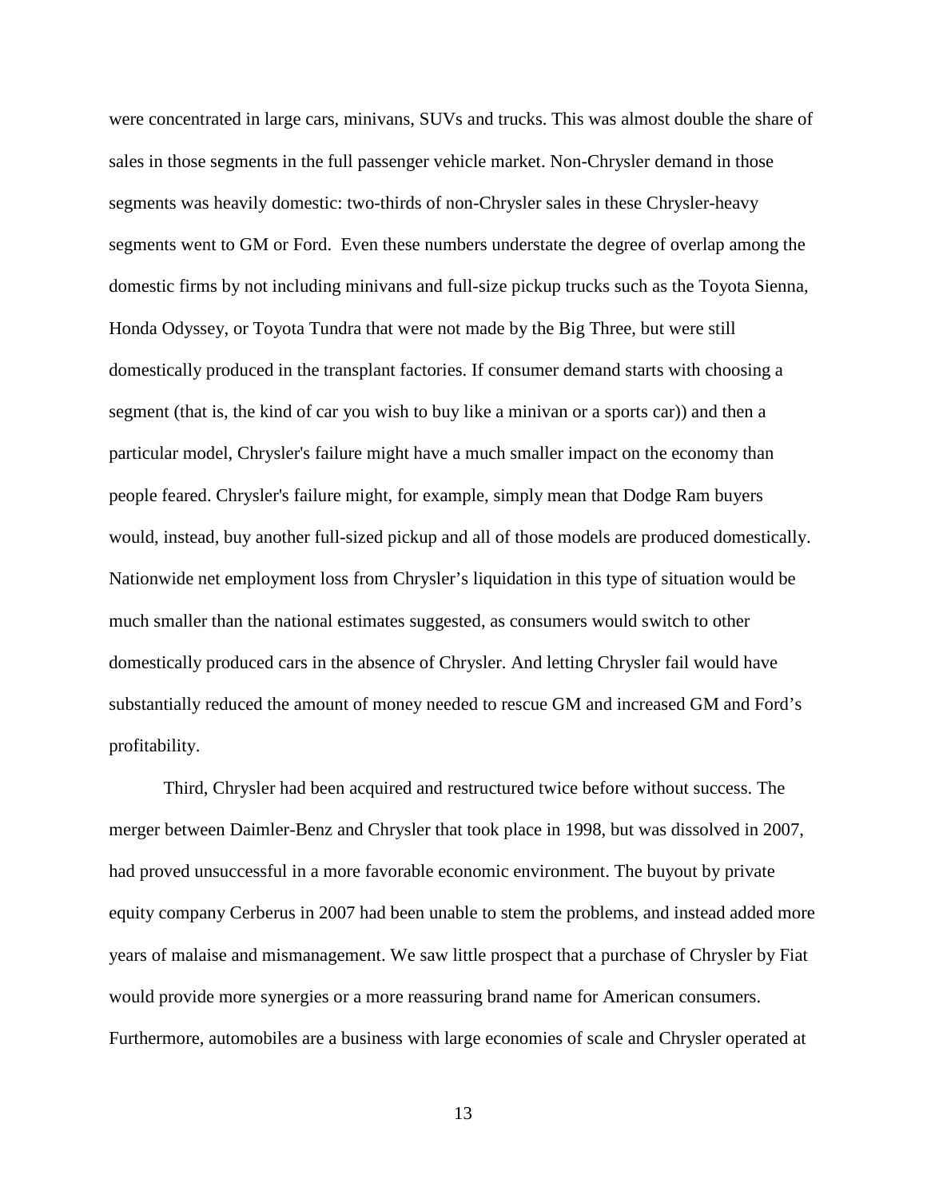were concentrated in large cars, minivans, SUVs and trucks. This was almost double the share of sales in those segments in the full passenger vehicle market. Non-Chrysler demand in those segments was heavily domestic: two-thirds of non-Chrysler sales in these Chrysler-heavy segments went to GM or Ford. Even these numbers understate the degree of overlap among the domestic firms by not including minivans and full-size pickup trucks such as the Toyota Sienna, Honda Odyssey, or Toyota Tundra that were not made by the Big Three, but were still domestically produced in the transplant factories. If consumer demand starts with choosing a segment (that is, the kind of car you wish to buy like a minivan or a sports car)) and then a particular model, Chrysler's failure might have a much smaller impact on the economy than people feared. Chrysler's failure might, for example, simply mean that Dodge Ram buyers would, instead, buy another full-sized pickup and all of those models are produced domestically. Nationwide net employment loss from Chrysler's liquidation in this type of situation would be much smaller than the national estimates suggested, as consumers would switch to other domestically produced cars in the absence of Chrysler. And letting Chrysler fail would have substantially reduced the amount of money needed to rescue GM and increased GM and Ford's profitability.

Third, Chrysler had been acquired and restructured twice before without success. The merger between Daimler-Benz and Chrysler that took place in 1998, but was dissolved in 2007, had proved unsuccessful in a more favorable economic environment. The buyout by private equity company Cerberus in 2007 had been unable to stem the problems, and instead added more years of malaise and mismanagement. We saw little prospect that a purchase of Chrysler by Fiat would provide more synergies or a more reassuring brand name for American consumers. Furthermore, automobiles are a business with large economies of scale and Chrysler operated at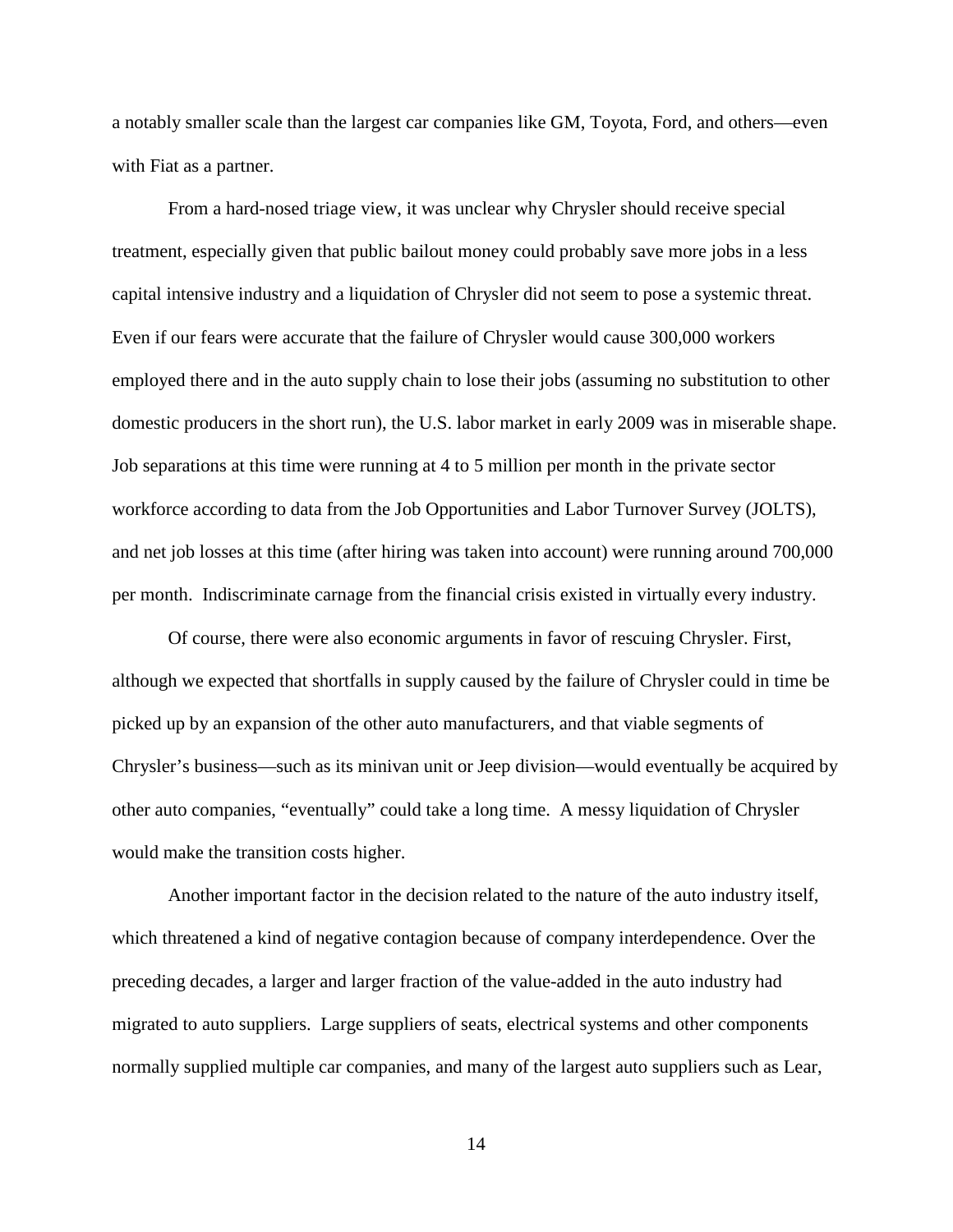a notably smaller scale than the largest car companies like GM, Toyota, Ford, and others—even with Fiat as a partner.

From a hard-nosed triage view, it was unclear why Chrysler should receive special treatment, especially given that public bailout money could probably save more jobs in a less capital intensive industry and a liquidation of Chrysler did not seem to pose a systemic threat. Even if our fears were accurate that the failure of Chrysler would cause 300,000 workers employed there and in the auto supply chain to lose their jobs (assuming no substitution to other domestic producers in the short run), the U.S. labor market in early 2009 was in miserable shape. Job separations at this time were running at 4 to 5 million per month in the private sector workforce according to data from the Job Opportunities and Labor Turnover Survey (JOLTS), and net job losses at this time (after hiring was taken into account) were running around 700,000 per month. Indiscriminate carnage from the financial crisis existed in virtually every industry.

Of course, there were also economic arguments in favor of rescuing Chrysler. First, although we expected that shortfalls in supply caused by the failure of Chrysler could in time be picked up by an expansion of the other auto manufacturers, and that viable segments of Chrysler's business—such as its minivan unit or Jeep division—would eventually be acquired by other auto companies, "eventually" could take a long time. A messy liquidation of Chrysler would make the transition costs higher.

Another important factor in the decision related to the nature of the auto industry itself, which threatened a kind of negative contagion because of company interdependence. Over the preceding decades, a larger and larger fraction of the value-added in the auto industry had migrated to auto suppliers. Large suppliers of seats, electrical systems and other components normally supplied multiple car companies, and many of the largest auto suppliers such as Lear,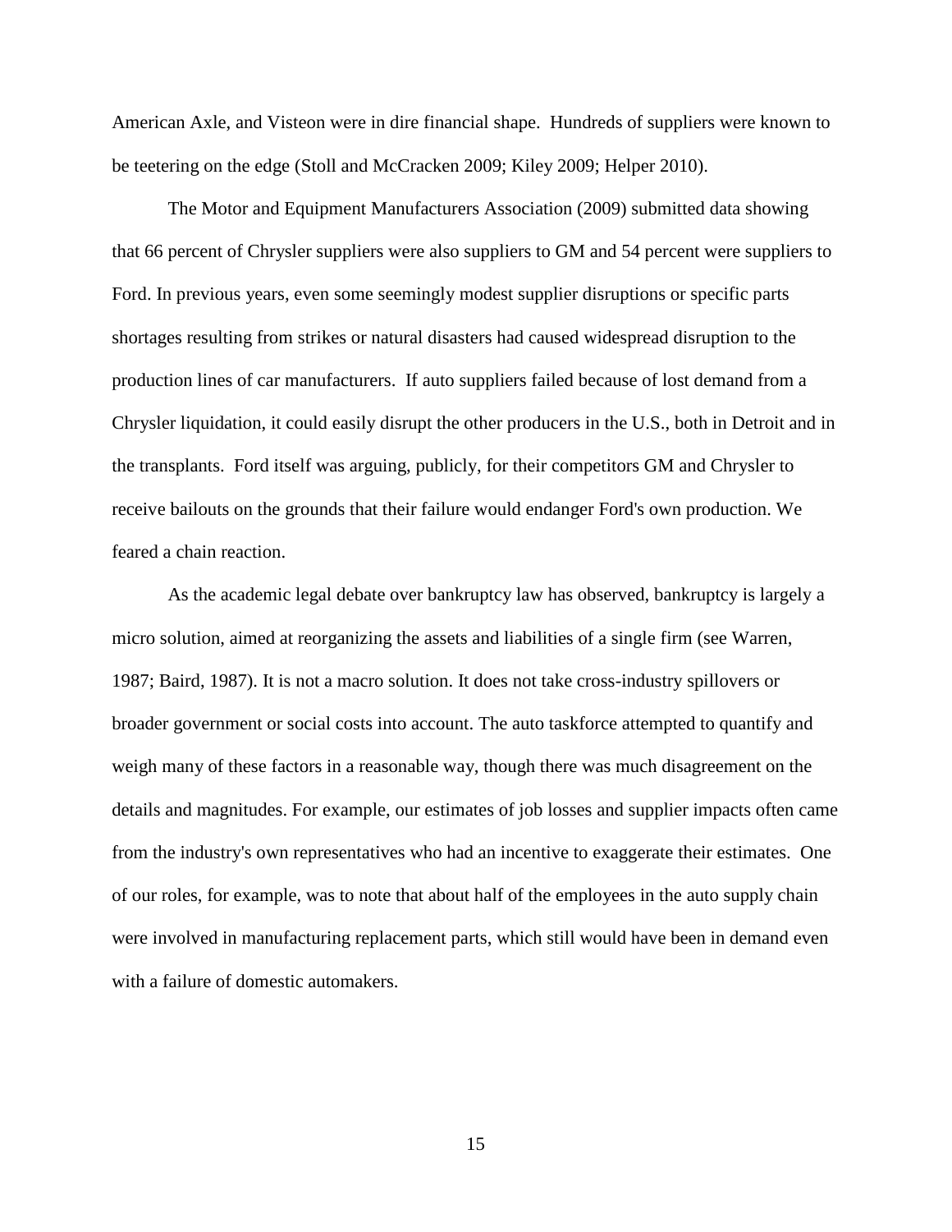American Axle, and Visteon were in dire financial shape. Hundreds of suppliers were known to be teetering on the edge (Stoll and McCracken 2009; Kiley 2009; Helper 2010).

The Motor and Equipment Manufacturers Association (2009) submitted data showing that 66 percent of Chrysler suppliers were also suppliers to GM and 54 percent were suppliers to Ford. In previous years, even some seemingly modest supplier disruptions or specific parts shortages resulting from strikes or natural disasters had caused widespread disruption to the production lines of car manufacturers. If auto suppliers failed because of lost demand from a Chrysler liquidation, it could easily disrupt the other producers in the U.S., both in Detroit and in the transplants. Ford itself was arguing, publicly, for their competitors GM and Chrysler to receive bailouts on the grounds that their failure would endanger Ford's own production. We feared a chain reaction.

As the academic legal debate over bankruptcy law has observed, bankruptcy is largely a micro solution, aimed at reorganizing the assets and liabilities of a single firm (see Warren, 1987; Baird, 1987). It is not a macro solution. It does not take cross-industry spillovers or broader government or social costs into account. The auto taskforce attempted to quantify and weigh many of these factors in a reasonable way, though there was much disagreement on the details and magnitudes. For example, our estimates of job losses and supplier impacts often came from the industry's own representatives who had an incentive to exaggerate their estimates. One of our roles, for example, was to note that about half of the employees in the auto supply chain were involved in manufacturing replacement parts, which still would have been in demand even with a failure of domestic automakers.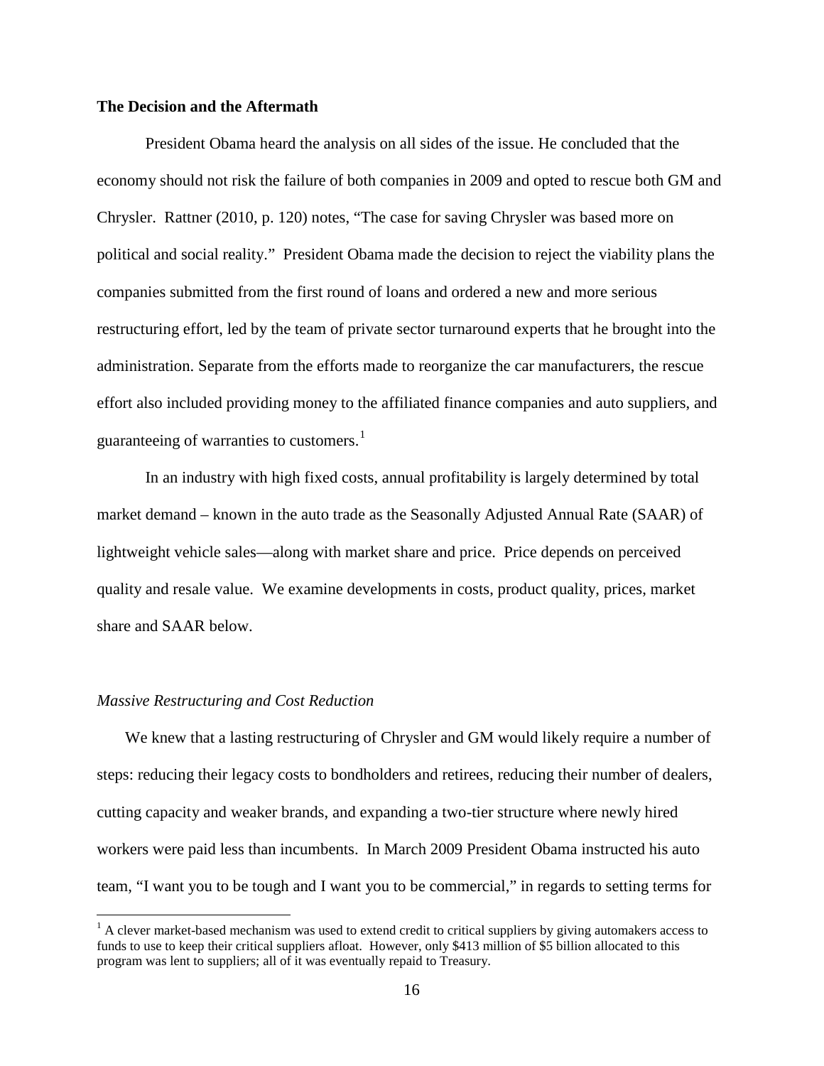**The Decision and the Aftermath**

President Obama heard the analysis on all sides of the issue. He concluded that the economy should not risk the failure of both companies in 2009 and opted to rescue both GM and Chrysler. Rattner (2010, p. 120) notes, "The case for saving Chrysler was based more on political and social reality." President Obama made the decision to reject the viability plans the companies submitted from the first round of loans and ordered a new and more serious restructuring effort, led by the team of private sector turnaround experts that he brought into the administration. Separate from the efforts made to reorganize the car manufacturers, the rescue effort also included providing money to the affiliated finance companies and auto suppliers, and guaranteeing of warranties to customers.[1]

In an industry with high fixed costs, annual profitability is largely determined by total market demand – known in the auto trade as the Seasonally Adjusted Annual Rate (SAAR) of lightweight vehicle sales—along with market share and price. Price depends on perceived quality and resale value. We examine developments in costs, product quality, prices, market share and SAAR below.

*Massive Restructuring and Cost Reduction*

We knew that a lasting restructuring of Chrysler and GM would likely require a number of steps: reducing their legacy costs to bondholders and retirees, reducing their number of dealers, cutting capacity and weaker brands, and expanding a two-tier structure where newly hired workers were paid less than incumbents. In March 2009 President Obama instructed his auto team, "I want you to be tough and I want you to be commercial," in regards to setting terms for

[1] A clever market-based mechanism was used to extend credit to critical suppliers by giving automakers access to funds to use to keep their critical suppliers afloat. However, only $413 million of $5 billion allocated to this program was lent to suppliers; all of it was eventually repaid to Treasury.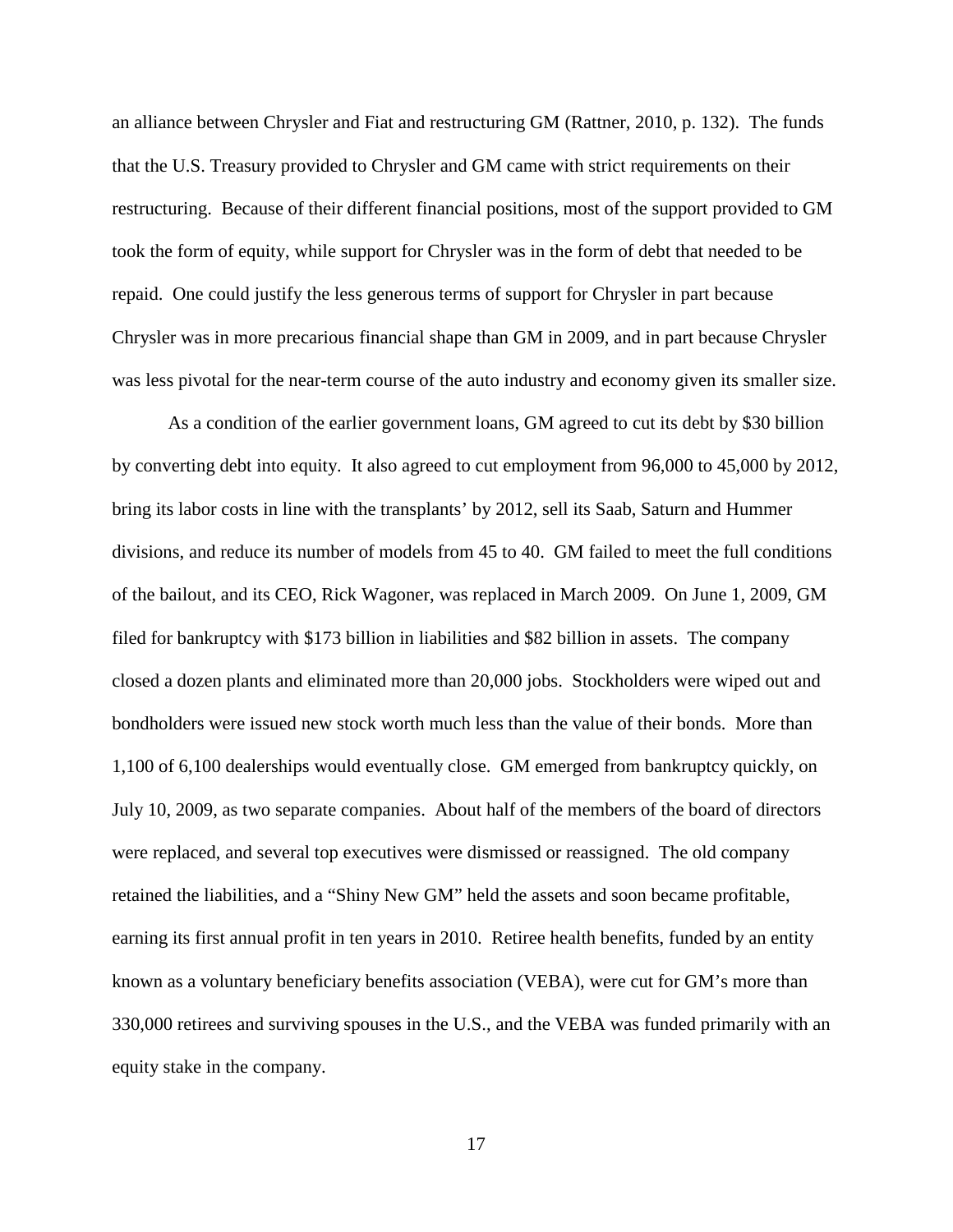an alliance between Chrysler and Fiat and restructuring GM (Rattner, 2010, p. 132). The funds that the U.S. Treasury provided to Chrysler and GM came with strict requirements on their restructuring. Because of their different financial positions, most of the support provided to GM took the form of equity, while support for Chrysler was in the form of debt that needed to be repaid. One could justify the less generous terms of support for Chrysler in part because Chrysler was in more precarious financial shape than GM in 2009, and in part because Chrysler was less pivotal for the near-term course of the auto industry and economy given its smaller size.

As a condition of the earlier government loans, GM agreed to cut its debt by $30 billion by converting debt into equity. It also agreed to cut employment from 96,000 to 45,000 by 2012, bring its labor costs in line with the transplants' by 2012, sell its Saab, Saturn and Hummer divisions, and reduce its number of models from 45 to 40. GM failed to meet the full conditions of the bailout, and its CEO, Rick Wagoner, was replaced in March 2009. On June 1, 2009, GM filed for bankruptcy with $173 billion in liabilities and $82 billion in assets. The company closed a dozen plants and eliminated more than 20,000 jobs. Stockholders were wiped out and bondholders were issued new stock worth much less than the value of their bonds. More than 1,100 of 6,100 dealerships would eventually close. GM emerged from bankruptcy quickly, on July 10, 2009, as two separate companies. About half of the members of the board of directors were replaced, and several top executives were dismissed or reassigned. The old company retained the liabilities, and a "Shiny New GM" held the assets and soon became profitable, earning its first annual profit in ten years in 2010. Retiree health benefits, funded by an entity known as a voluntary beneficiary benefits association (VEBA), were cut for GM's more than 330,000 retirees and surviving spouses in the U.S., and the VEBA was funded primarily with an equity stake in the company.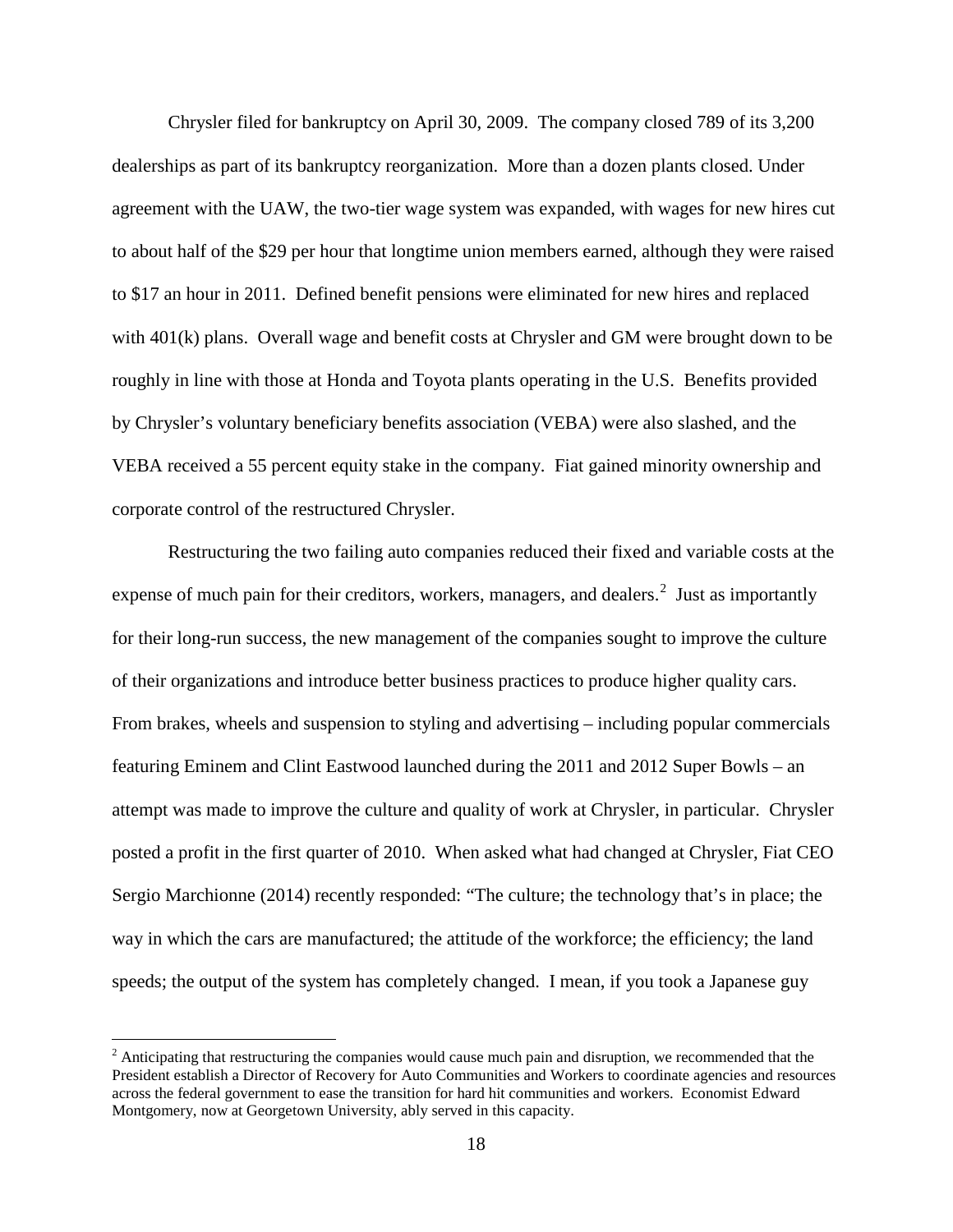Chrysler filed for bankruptcy on April 30, 2009. The company closed 789 of its 3,200 dealerships as part of its bankruptcy reorganization. More than a dozen plants closed. Under agreement with the UAW, the two-tier wage system was expanded, with wages for new hires cut to about half of the $29 per hour that longtime union members earned, although they were raised to $17 an hour in 2011. Defined benefit pensions were eliminated for new hires and replaced with 401(k) plans. Overall wage and benefit costs at Chrysler and GM were brought down to be roughly in line with those at Honda and Toyota plants operating in the U.S. Benefits provided by Chrysler's voluntary beneficiary benefits association (VEBA) were also slashed, and the VEBA received a 55 percent equity stake in the company. Fiat gained minority ownership and corporate control of the restructured Chrysler.

Restructuring the two failing auto companies reduced their fixed and variable costs at the expense of much pain for their creditors, workers, managers, and dealers.[2] Just as importantly for their long-run success, the new management of the companies sought to improve the culture of their organizations and introduce better business practices to produce higher quality cars. From brakes, wheels and suspension to styling and advertising – including popular commercials featuring Eminem and Clint Eastwood launched during the 2011 and 2012 Super Bowls – an attempt was made to improve the culture and quality of work at Chrysler, in particular. Chrysler posted a profit in the first quarter of 2010. When asked what had changed at Chrysler, Fiat CEO Sergio Marchionne (2014) recently responded: "The culture; the technology that's in place; the way in which the cars are manufactured; the attitude of the workforce; the efficiency; the land speeds; the output of the system has completely changed. I mean, if you took a Japanese guy

[2] Anticipating that restructuring the companies would cause much pain and disruption, we recommended that the President establish a Director of Recovery for Auto Communities and Workers to coordinate agencies and resources across the federal government to ease the transition for hard hit communities and workers. Economist Edward Montgomery, now at Georgetown University, ably served in this capacity.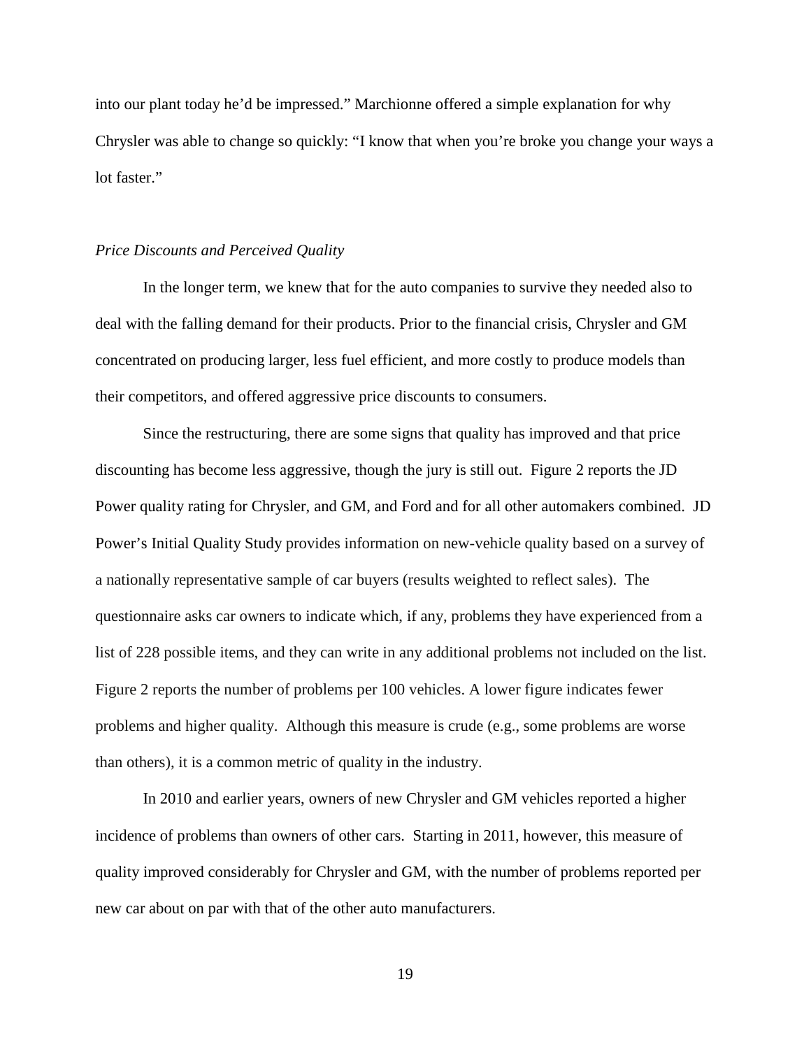into our plant today he'd be impressed." Marchionne offered a simple explanation for why Chrysler was able to change so quickly: "I know that when you're broke you change your ways a lot faster."

### *Price Discounts and Perceived Quality*

In the longer term, we knew that for the auto companies to survive they needed also to deal with the falling demand for their products. Prior to the financial crisis, Chrysler and GM concentrated on producing larger, less fuel efficient, and more costly to produce models than their competitors, and offered aggressive price discounts to consumers.

Since the restructuring, there are some signs that quality has improved and that price discounting has become less aggressive, though the jury is still out. Figure 2 reports the JD Power quality rating for Chrysler, and GM, and Ford and for all other automakers combined. JD Power's Initial Quality Study provides information on new-vehicle quality based on a survey of a nationally representative sample of car buyers (results weighted to reflect sales). The questionnaire asks car owners to indicate which, if any, problems they have experienced from a list of 228 possible items, and they can write in any additional problems not included on the list. Figure 2 reports the number of problems per 100 vehicles. A lower figure indicates fewer problems and higher quality. Although this measure is crude (e.g., some problems are worse than others), it is a common metric of quality in the industry.

In 2010 and earlier years, owners of new Chrysler and GM vehicles reported a higher incidence of problems than owners of other cars. Starting in 2011, however, this measure of quality improved considerably for Chrysler and GM, with the number of problems reported per new car about on par with that of the other auto manufacturers.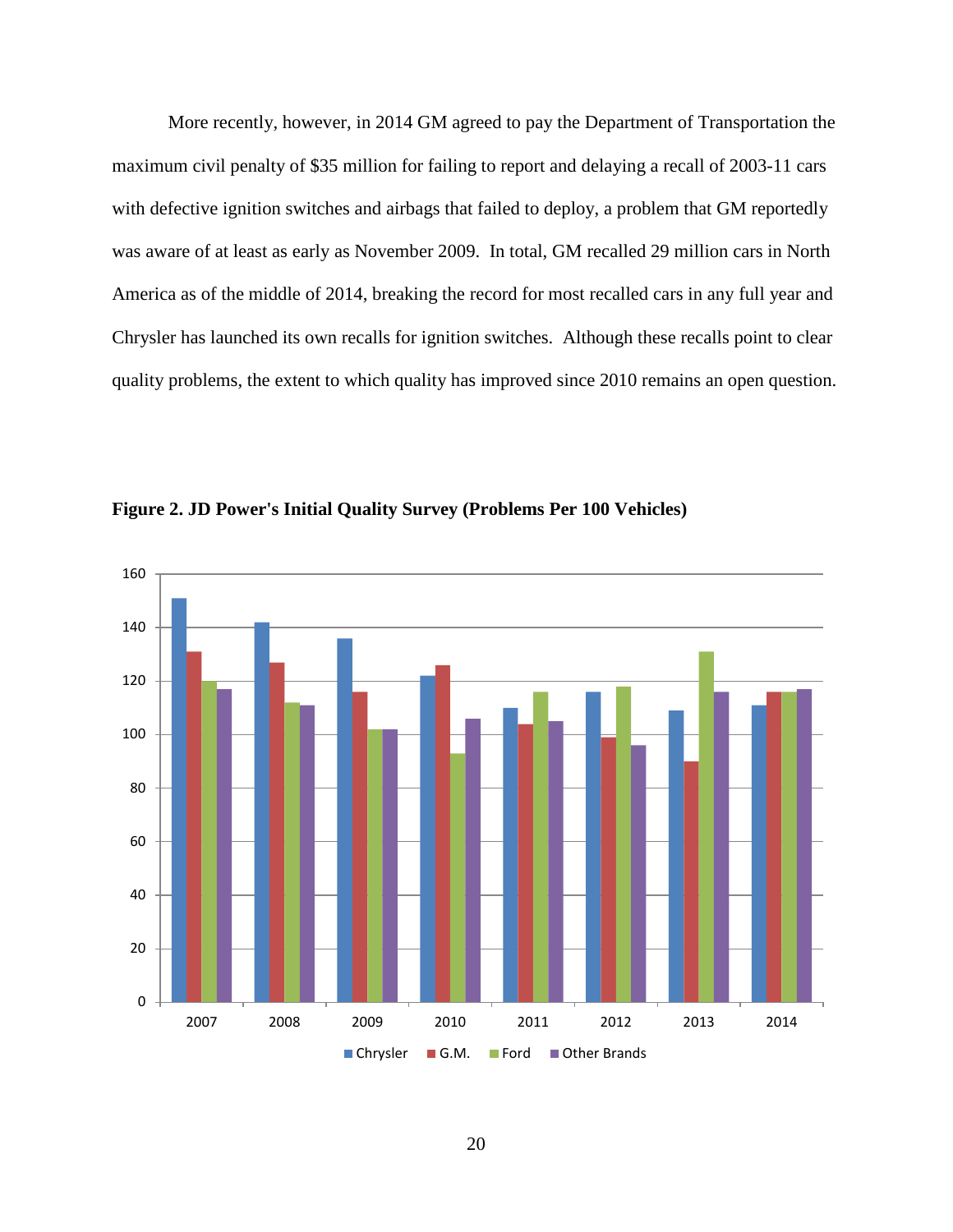More recently, however, in 2014 GM agreed to pay the Department of Transportation the maximum civil penalty of $35 million for failing to report and delaying a recall of 2003-11 cars with defective ignition switches and airbags that failed to deploy, a problem that GM reportedly was aware of at least as early as November 2009. In total, GM recalled 29 million cars in North America as of the middle of 2014, breaking the record for most recalled cars in any full year and Chrysler has launched its own recalls for ignition switches. Although these recalls point to clear quality problems, the extent to which quality has improved since 2010 remains an open question.

**Figure 2. JD Power's Initial Quality Survey (Problems Per 100 Vehicles)**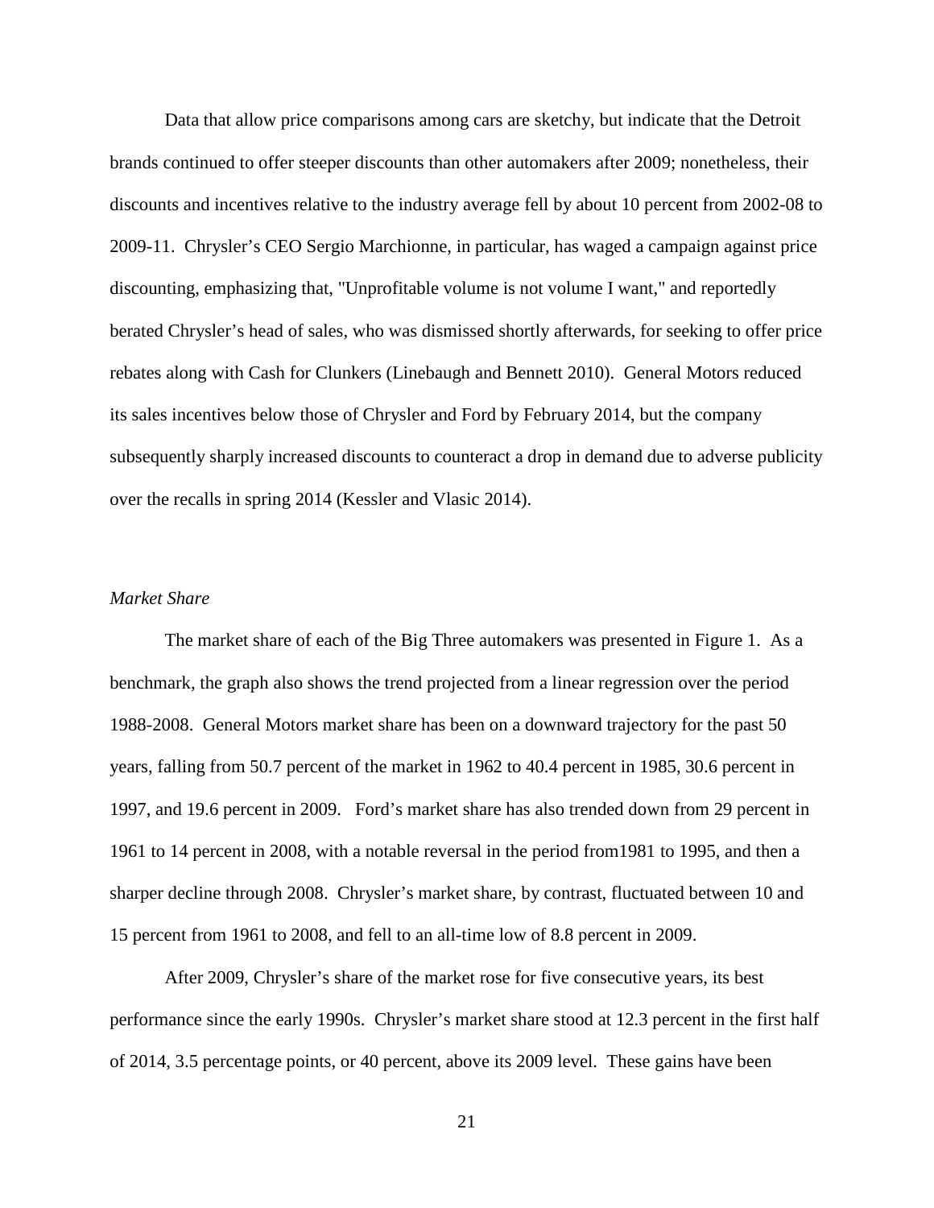Data that allow price comparisons among cars are sketchy, but indicate that the Detroit brands continued to offer steeper discounts than other automakers after 2009; nonetheless, their discounts and incentives relative to the industry average fell by about 10 percent from 2002-08 to 2009-11. Chrysler's CEO Sergio Marchionne, in particular, has waged a campaign against price discounting, emphasizing that, "Unprofitable volume is not volume I want," and reportedly berated Chrysler's head of sales, who was dismissed shortly afterwards, for seeking to offer price rebates along with Cash for Clunkers (Linebaugh and Bennett 2010). General Motors reduced its sales incentives below those of Chrysler and Ford by February 2014, but the company subsequently sharply increased discounts to counteract a drop in demand due to adverse publicity over the recalls in spring 2014 (Kessler and Vlasic 2014).

*Market Share*

The market share of each of the Big Three automakers was presented in Figure 1. As a benchmark, the graph also shows the trend projected from a linear regression over the period 1988-2008. General Motors market share has been on a downward trajectory for the past 50 years, falling from 50.7 percent of the market in 1962 to 40.4 percent in 1985, 30.6 percent in 1997, and 19.6 percent in 2009. Ford's market share has also trended down from 29 percent in 1961 to 14 percent in 2008, with a notable reversal in the period from1981 to 1995, and then a sharper decline through 2008. Chrysler's market share, by contrast, fluctuated between 10 and 15 percent from 1961 to 2008, and fell to an all-time low of 8.8 percent in 2009.

After 2009, Chrysler's share of the market rose for five consecutive years, its best performance since the early 1990s. Chrysler's market share stood at 12.3 percent in the first half of 2014, 3.5 percentage points, or 40 percent, above its 2009 level. These gains have been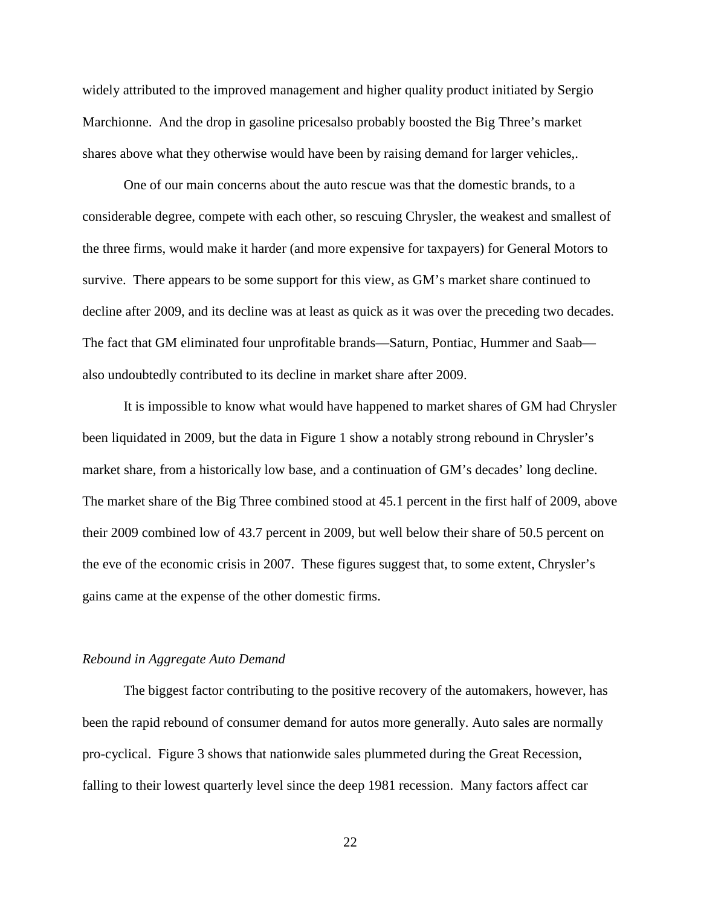widely attributed to the improved management and higher quality product initiated by Sergio Marchionne. And the drop in gasoline pricesalso probably boosted the Big Three's market shares above what they otherwise would have been by raising demand for larger vehicles,.

One of our main concerns about the auto rescue was that the domestic brands, to a considerable degree, compete with each other, so rescuing Chrysler, the weakest and smallest of the three firms, would make it harder (and more expensive for taxpayers) for General Motors to survive. There appears to be some support for this view, as GM's market share continued to decline after 2009, and its decline was at least as quick as it was over the preceding two decades. The fact that GM eliminated four unprofitable brands—Saturn, Pontiac, Hummer and Saab—also undoubtedly contributed to its decline in market share after 2009.

It is impossible to know what would have happened to market shares of GM had Chrysler been liquidated in 2009, but the data in Figure 1 show a notably strong rebound in Chrysler's market share, from a historically low base, and a continuation of GM's decades' long decline. The market share of the Big Three combined stood at 45.1 percent in the first half of 2009, above their 2009 combined low of 43.7 percent in 2009, but well below their share of 50.5 percent on the eve of the economic crisis in 2007. These figures suggest that, to some extent, Chrysler's gains came at the expense of the other domestic firms.

*Rebound in Aggregate Auto Demand*

The biggest factor contributing to the positive recovery of the automakers, however, has been the rapid rebound of consumer demand for autos more generally. Auto sales are normally pro-cyclical. Figure 3 shows that nationwide sales plummeted during the Great Recession, falling to their lowest quarterly level since the deep 1981 recession. Many factors affect car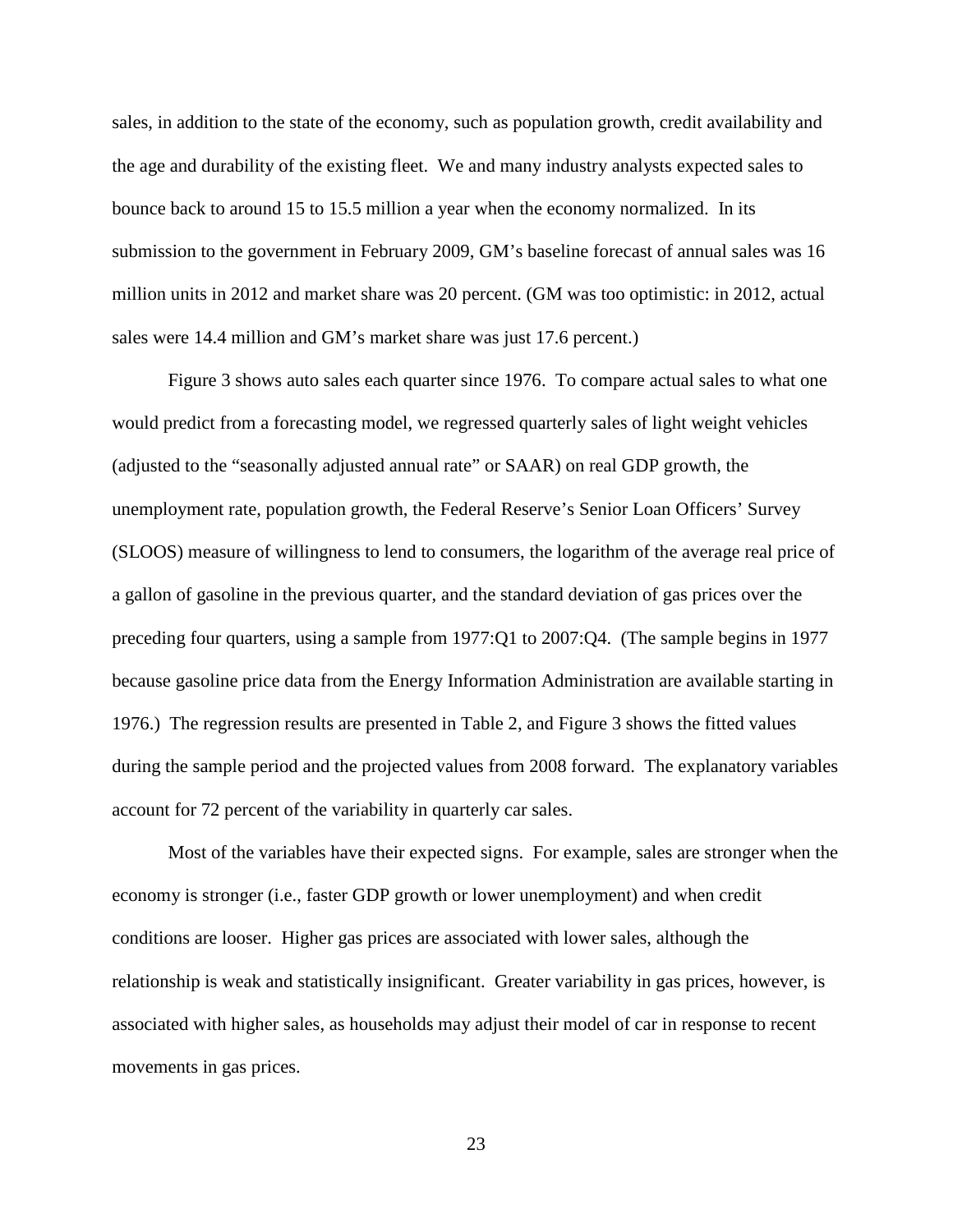sales, in addition to the state of the economy, such as population growth, credit availability and the age and durability of the existing fleet. We and many industry analysts expected sales to bounce back to around 15 to 15.5 million a year when the economy normalized. In its submission to the government in February 2009, GM's baseline forecast of annual sales was 16 million units in 2012 and market share was 20 percent. (GM was too optimistic: in 2012, actual sales were 14.4 million and GM's market share was just 17.6 percent.)

Figure 3 shows auto sales each quarter since 1976. To compare actual sales to what one would predict from a forecasting model, we regressed quarterly sales of light weight vehicles (adjusted to the "seasonally adjusted annual rate" or SAAR) on real GDP growth, the unemployment rate, population growth, the Federal Reserve's Senior Loan Officers' Survey (SLOOS) measure of willingness to lend to consumers, the logarithm of the average real price of a gallon of gasoline in the previous quarter, and the standard deviation of gas prices over the preceding four quarters, using a sample from 1977:Q1 to 2007:Q4. (The sample begins in 1977 because gasoline price data from the Energy Information Administration are available starting in 1976.) The regression results are presented in Table 2, and Figure 3 shows the fitted values during the sample period and the projected values from 2008 forward. The explanatory variables account for 72 percent of the variability in quarterly car sales.

Most of the variables have their expected signs. For example, sales are stronger when the economy is stronger (i.e., faster GDP growth or lower unemployment) and when credit conditions are looser. Higher gas prices are associated with lower sales, although the relationship is weak and statistically insignificant. Greater variability in gas prices, however, is associated with higher sales, as households may adjust their model of car in response to recent movements in gas prices.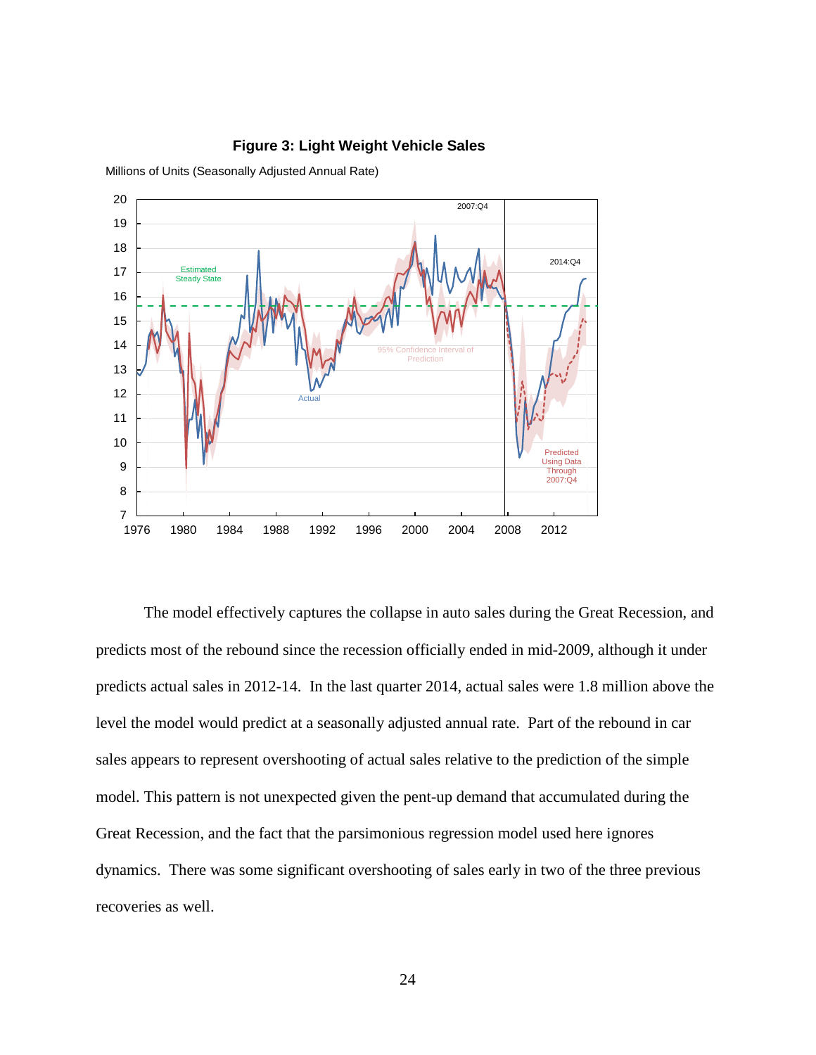**Figure 3: Light Weight Vehicle Sales**

Millions of Units (Seasonally Adjusted Annual Rate)

20
19
18
17
16
15
14
13
12
11
10
9
8
7

1976 1980 1984 1988 1992 1996 2000 2004 2008 2012

2007:Q4

2014:Q4

Estimated Steady State

95% Confidence Interval of Prediction

Actual

Predicted Using Data Through 2007:Q4

The model effectively captures the collapse in auto sales during the Great Recession, and predicts most of the rebound since the recession officially ended in mid-2009, although it under predicts actual sales in 2012-14. In the last quarter 2014, actual sales were 1.8 million above the level the model would predict at a seasonally adjusted annual rate. Part of the rebound in car sales appears to represent overshooting of actual sales relative to the prediction of the simple model. This pattern is not unexpected given the pent-up demand that accumulated during the Great Recession, and the fact that the parsimonious regression model used here ignores dynamics. There was some significant overshooting of sales early in two of the three previous recoveries as well.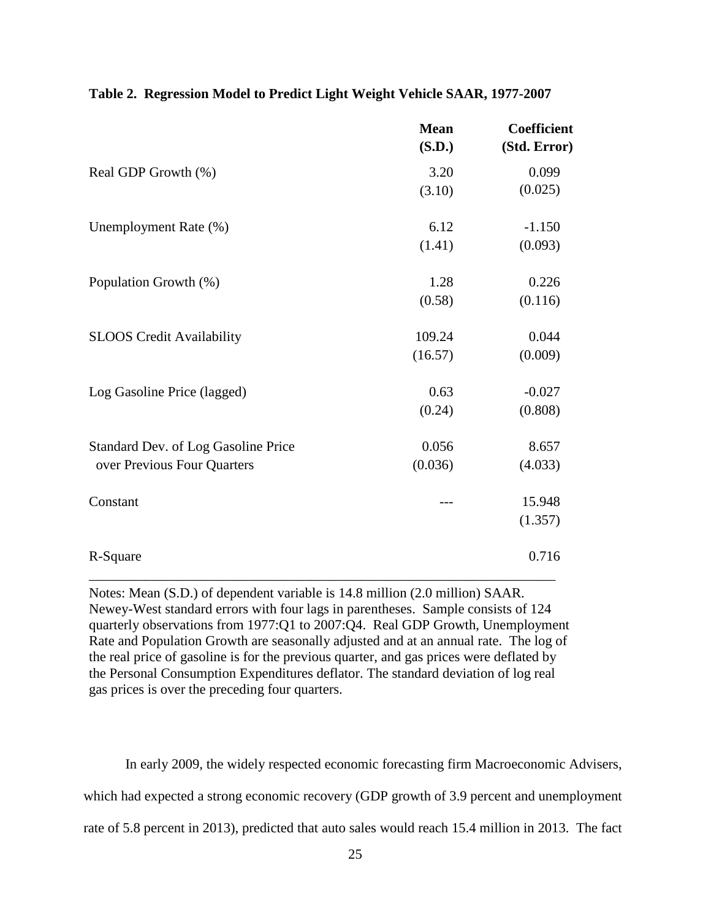**Table 2. Regression Model to Predict Light Weight Vehicle SAAR, 1977-2007**

| | Mean (S.D.) | Coefficient (Std. Error) |
|---|---|---|
| Real GDP Growth (%) | 3.20 | 0.099 |
| | (3.10) | (0.025) |
| Unemployment Rate (%) | 6.12 | -1.150 |
| | (1.41) | (0.093) |
| Population Growth (%) | 1.28 | 0.226 |
| | (0.58) | (0.116) |
| SLOOS Credit Availability | 109.24 | 0.044 |
| | (16.57) | (0.009) |
| Log Gasoline Price (lagged) | 0.63 | -0.027 |
| | (0.24) | (0.808) |
| Standard Dev. of Log Gasoline Price over Previous Four Quarters | 0.056 | 8.657 |
| | (0.036) | (4.033) |
| Constant | --- | 15.948 |
| | | (1.357) |
| R-Square | | 0.716 |

Notes: Mean (S.D.) of dependent variable is 14.8 million (2.0 million) SAAR. Newey-West standard errors with four lags in parentheses. Sample consists of 124 quarterly observations from 1977:Q1 to 2007:Q4. Real GDP Growth, Unemployment Rate and Population Growth are seasonally adjusted and at an annual rate. The log of the real price of gasoline is for the previous quarter, and gas prices were deflated by the Personal Consumption Expenditures deflator. The standard deviation of log real gas prices is over the preceding four quarters.

In early 2009, the widely respected economic forecasting firm Macroeconomic Advisers, which had expected a strong economic recovery (GDP growth of 3.9 percent and unemployment rate of 5.8 percent in 2013), predicted that auto sales would reach 15.4 million in 2013. The fact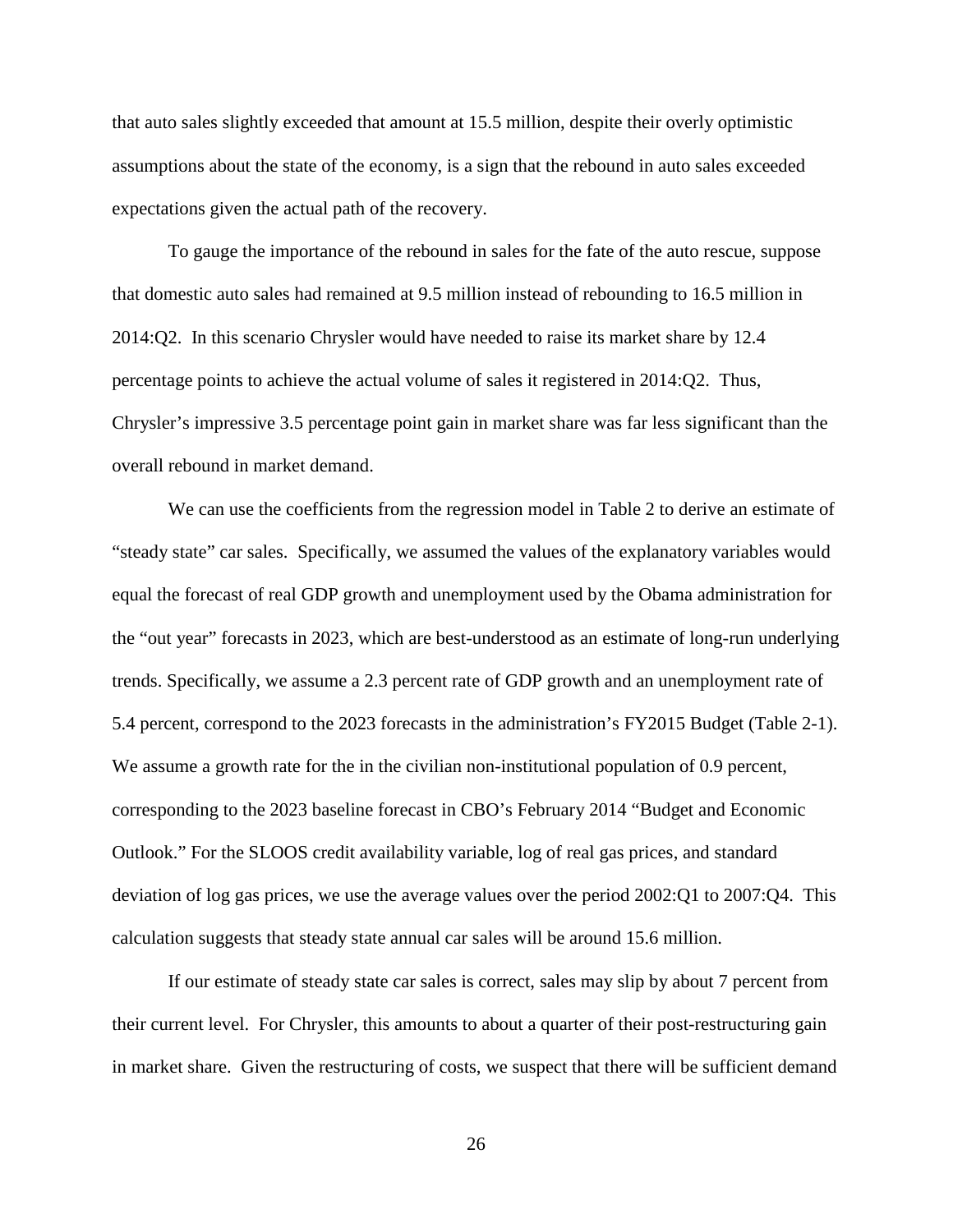that auto sales slightly exceeded that amount at 15.5 million, despite their overly optimistic assumptions about the state of the economy, is a sign that the rebound in auto sales exceeded expectations given the actual path of the recovery.

To gauge the importance of the rebound in sales for the fate of the auto rescue, suppose that domestic auto sales had remained at 9.5 million instead of rebounding to 16.5 million in 2014:Q2. In this scenario Chrysler would have needed to raise its market share by 12.4 percentage points to achieve the actual volume of sales it registered in 2014:Q2. Thus, Chrysler's impressive 3.5 percentage point gain in market share was far less significant than the overall rebound in market demand.

We can use the coefficients from the regression model in Table 2 to derive an estimate of "steady state" car sales. Specifically, we assumed the values of the explanatory variables would equal the forecast of real GDP growth and unemployment used by the Obama administration for the "out year" forecasts in 2023, which are best-understood as an estimate of long-run underlying trends. Specifically, we assume a 2.3 percent rate of GDP growth and an unemployment rate of 5.4 percent, correspond to the 2023 forecasts in the administration's FY2015 Budget (Table 2-1). We assume a growth rate for the in the civilian non-institutional population of 0.9 percent, corresponding to the 2023 baseline forecast in CBO's February 2014 "Budget and Economic Outlook." For the SLOOS credit availability variable, log of real gas prices, and standard deviation of log gas prices, we use the average values over the period 2002:Q1 to 2007:Q4. This calculation suggests that steady state annual car sales will be around 15.6 million.

If our estimate of steady state car sales is correct, sales may slip by about 7 percent from their current level. For Chrysler, this amounts to about a quarter of their post-restructuring gain in market share. Given the restructuring of costs, we suspect that there will be sufficient demand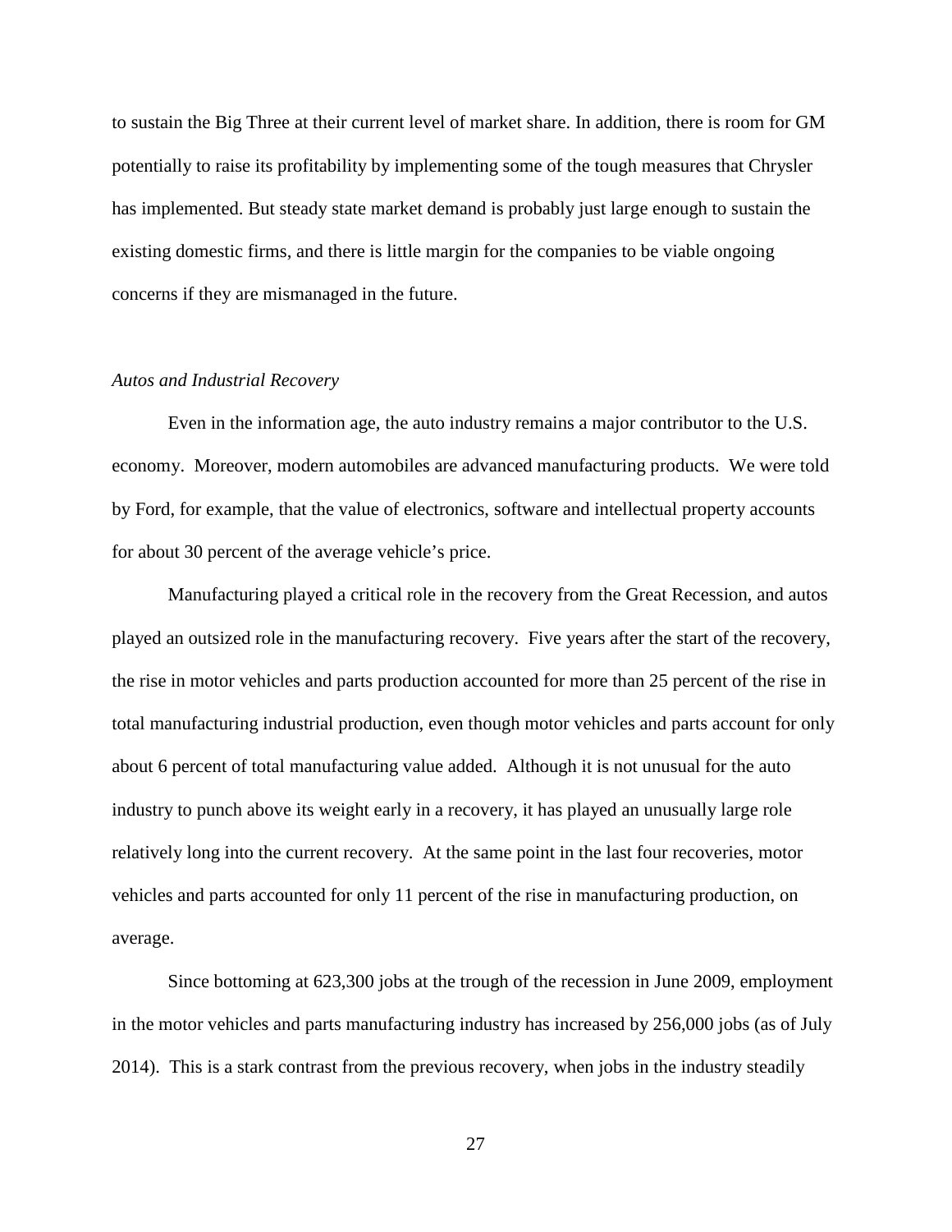to sustain the Big Three at their current level of market share. In addition, there is room for GM potentially to raise its profitability by implementing some of the tough measures that Chrysler has implemented. But steady state market demand is probably just large enough to sustain the existing domestic firms, and there is little margin for the companies to be viable ongoing concerns if they are mismanaged in the future.

*Autos and Industrial Recovery*

Even in the information age, the auto industry remains a major contributor to the U.S. economy. Moreover, modern automobiles are advanced manufacturing products. We were told by Ford, for example, that the value of electronics, software and intellectual property accounts for about 30 percent of the average vehicle's price.

Manufacturing played a critical role in the recovery from the Great Recession, and autos played an outsized role in the manufacturing recovery. Five years after the start of the recovery, the rise in motor vehicles and parts production accounted for more than 25 percent of the rise in total manufacturing industrial production, even though motor vehicles and parts account for only about 6 percent of total manufacturing value added. Although it is not unusual for the auto industry to punch above its weight early in a recovery, it has played an unusually large role relatively long into the current recovery. At the same point in the last four recoveries, motor vehicles and parts accounted for only 11 percent of the rise in manufacturing production, on average.

Since bottoming at 623,300 jobs at the trough of the recession in June 2009, employment in the motor vehicles and parts manufacturing industry has increased by 256,000 jobs (as of July 2014). This is a stark contrast from the previous recovery, when jobs in the industry steadily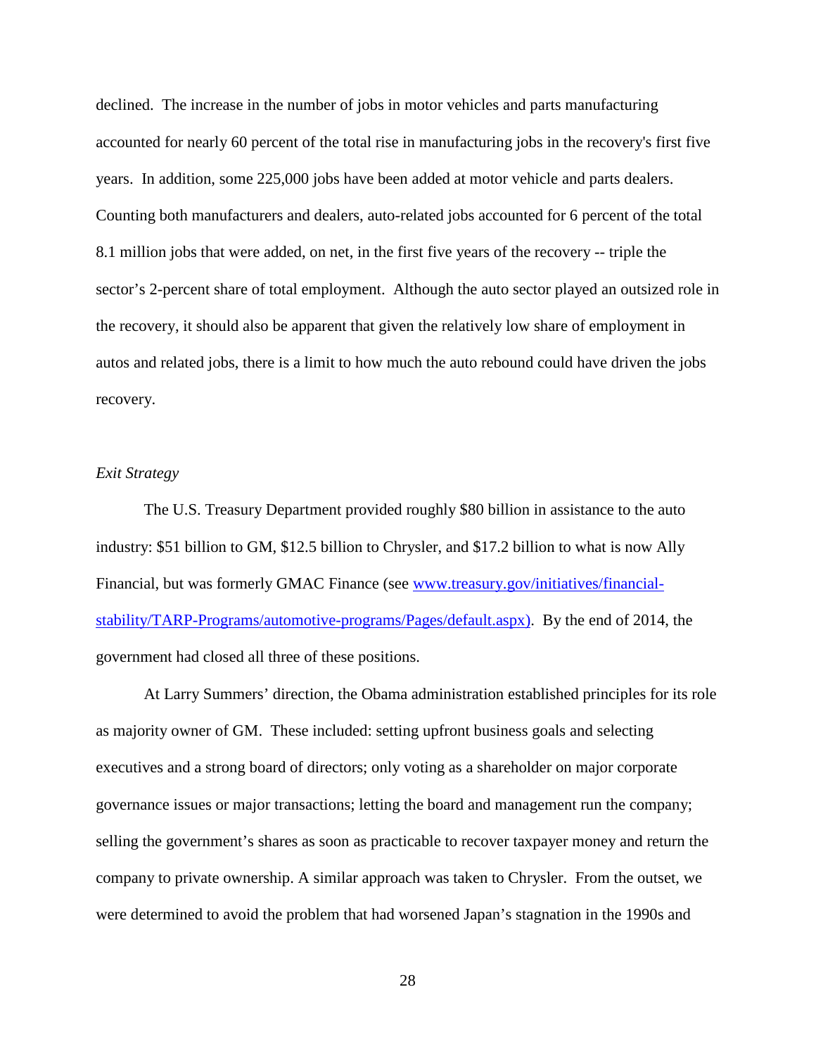declined. The increase in the number of jobs in motor vehicles and parts manufacturing accounted for nearly 60 percent of the total rise in manufacturing jobs in the recovery's first five years. In addition, some 225,000 jobs have been added at motor vehicle and parts dealers. Counting both manufacturers and dealers, auto-related jobs accounted for 6 percent of the total 8.1 million jobs that were added, on net, in the first five years of the recovery -- triple the sector's 2-percent share of total employment. Although the auto sector played an outsized role in the recovery, it should also be apparent that given the relatively low share of employment in autos and related jobs, there is a limit to how much the auto rebound could have driven the jobs recovery.

*Exit Strategy*

The U.S. Treasury Department provided roughly $80 billion in assistance to the auto industry: $51 billion to GM, $12.5 billion to Chrysler, and $17.2 billion to what is now Ally Financial, but was formerly GMAC Finance (see [www.treasury.gov/initiatives/financial-stability/TARP-Programs/automotive-programs/Pages/default.aspx)](www.treasury.gov/initiatives/financial-stability/TARP-Programs/automotive-programs/Pages/default.aspx). By the end of 2014, the government had closed all three of these positions.

At Larry Summers' direction, the Obama administration established principles for its role as majority owner of GM. These included: setting upfront business goals and selecting executives and a strong board of directors; only voting as a shareholder on major corporate governance issues or major transactions; letting the board and management run the company; selling the government's shares as soon as practicable to recover taxpayer money and return the company to private ownership. A similar approach was taken to Chrysler. From the outset, we were determined to avoid the problem that had worsened Japan's stagnation in the 1990s and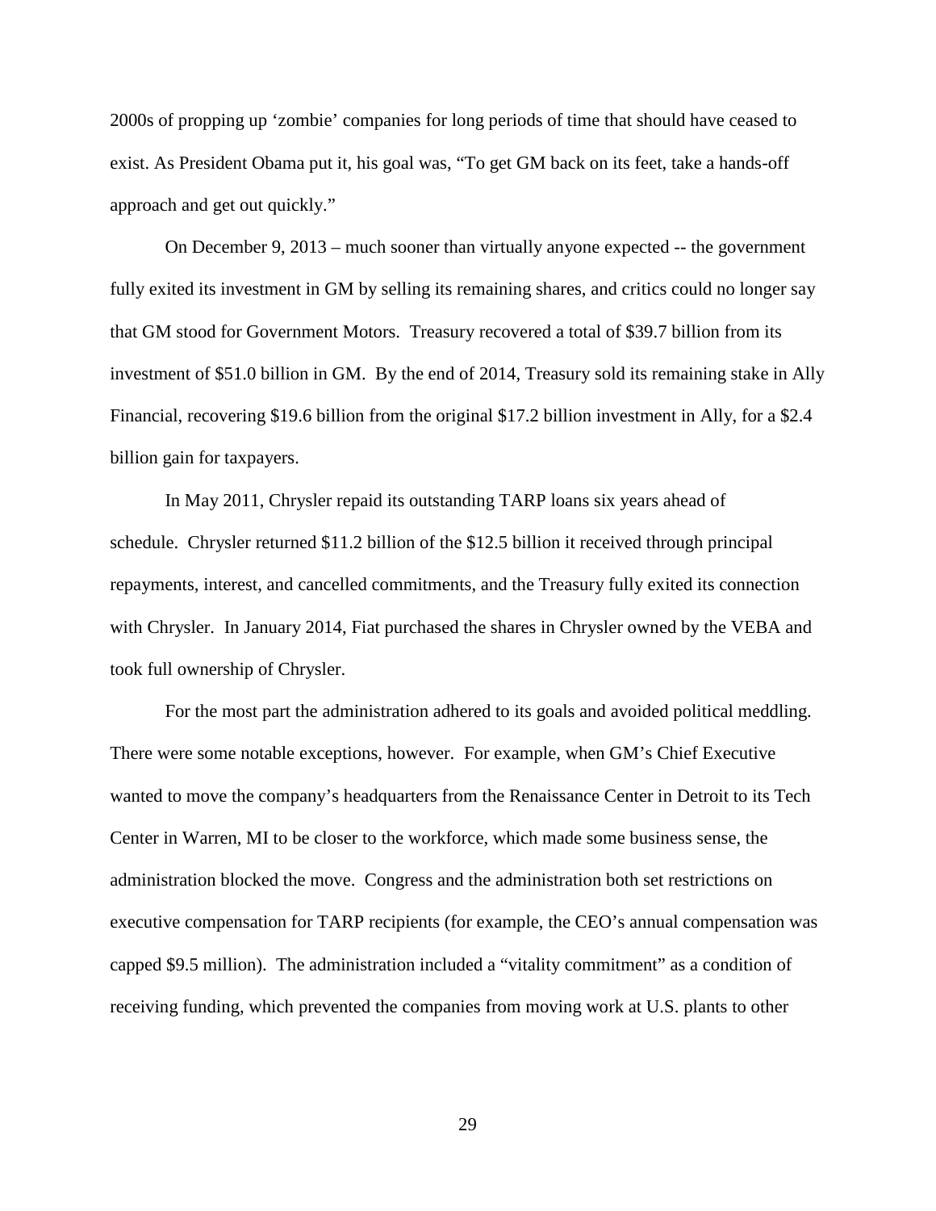2000s of propping up 'zombie' companies for long periods of time that should have ceased to exist. As President Obama put it, his goal was, "To get GM back on its feet, take a hands-off approach and get out quickly."

On December 9, 2013 – much sooner than virtually anyone expected -- the government fully exited its investment in GM by selling its remaining shares, and critics could no longer say that GM stood for Government Motors. Treasury recovered a total of $39.7 billion from its investment of $51.0 billion in GM. By the end of 2014, Treasury sold its remaining stake in Ally Financial, recovering $19.6 billion from the original $17.2 billion investment in Ally, for a $2.4 billion gain for taxpayers.

In May 2011, Chrysler repaid its outstanding TARP loans six years ahead of schedule. Chrysler returned $11.2 billion of the $12.5 billion it received through principal repayments, interest, and cancelled commitments, and the Treasury fully exited its connection with Chrysler. In January 2014, Fiat purchased the shares in Chrysler owned by the VEBA and took full ownership of Chrysler.

For the most part the administration adhered to its goals and avoided political meddling. There were some notable exceptions, however. For example, when GM's Chief Executive wanted to move the company's headquarters from the Renaissance Center in Detroit to its Tech Center in Warren, MI to be closer to the workforce, which made some business sense, the administration blocked the move. Congress and the administration both set restrictions on executive compensation for TARP recipients (for example, the CEO's annual compensation was capped $9.5 million). The administration included a "vitality commitment" as a condition of receiving funding, which prevented the companies from moving work at U.S. plants to other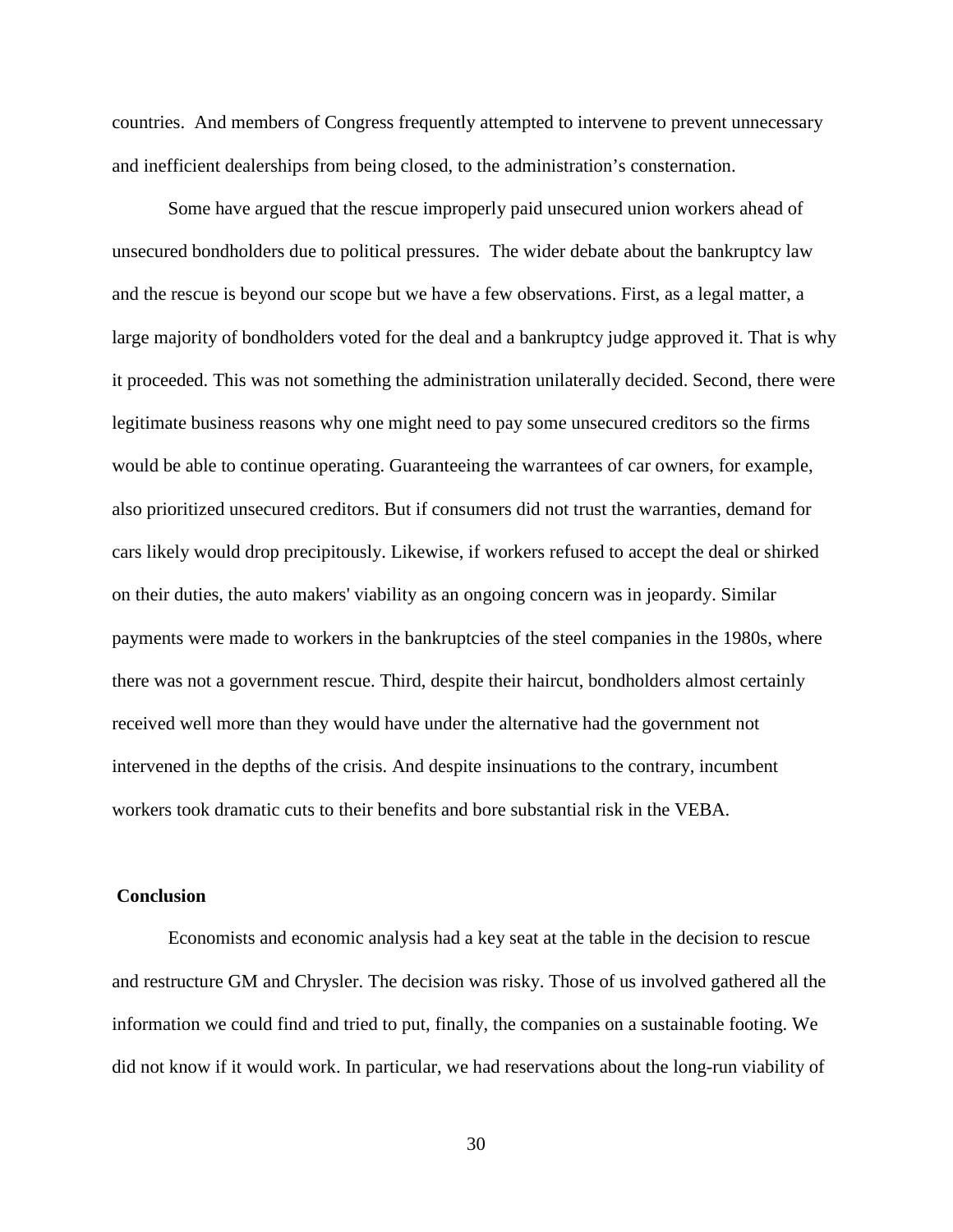countries. And members of Congress frequently attempted to intervene to prevent unnecessary and inefficient dealerships from being closed, to the administration's consternation.

Some have argued that the rescue improperly paid unsecured union workers ahead of unsecured bondholders due to political pressures. The wider debate about the bankruptcy law and the rescue is beyond our scope but we have a few observations. First, as a legal matter, a large majority of bondholders voted for the deal and a bankruptcy judge approved it. That is why it proceeded. This was not something the administration unilaterally decided. Second, there were legitimate business reasons why one might need to pay some unsecured creditors so the firms would be able to continue operating. Guaranteeing the warrantees of car owners, for example, also prioritized unsecured creditors. But if consumers did not trust the warranties, demand for cars likely would drop precipitously. Likewise, if workers refused to accept the deal or shirked on their duties, the auto makers' viability as an ongoing concern was in jeopardy. Similar payments were made to workers in the bankruptcies of the steel companies in the 1980s, where there was not a government rescue. Third, despite their haircut, bondholders almost certainly received well more than they would have under the alternative had the government not intervened in the depths of the crisis. And despite insinuations to the contrary, incumbent workers took dramatic cuts to their benefits and bore substantial risk in the VEBA.

## Conclusion

Economists and economic analysis had a key seat at the table in the decision to rescue and restructure GM and Chrysler. The decision was risky. Those of us involved gathered all the information we could find and tried to put, finally, the companies on a sustainable footing. We did not know if it would work. In particular, we had reservations about the long-run viability of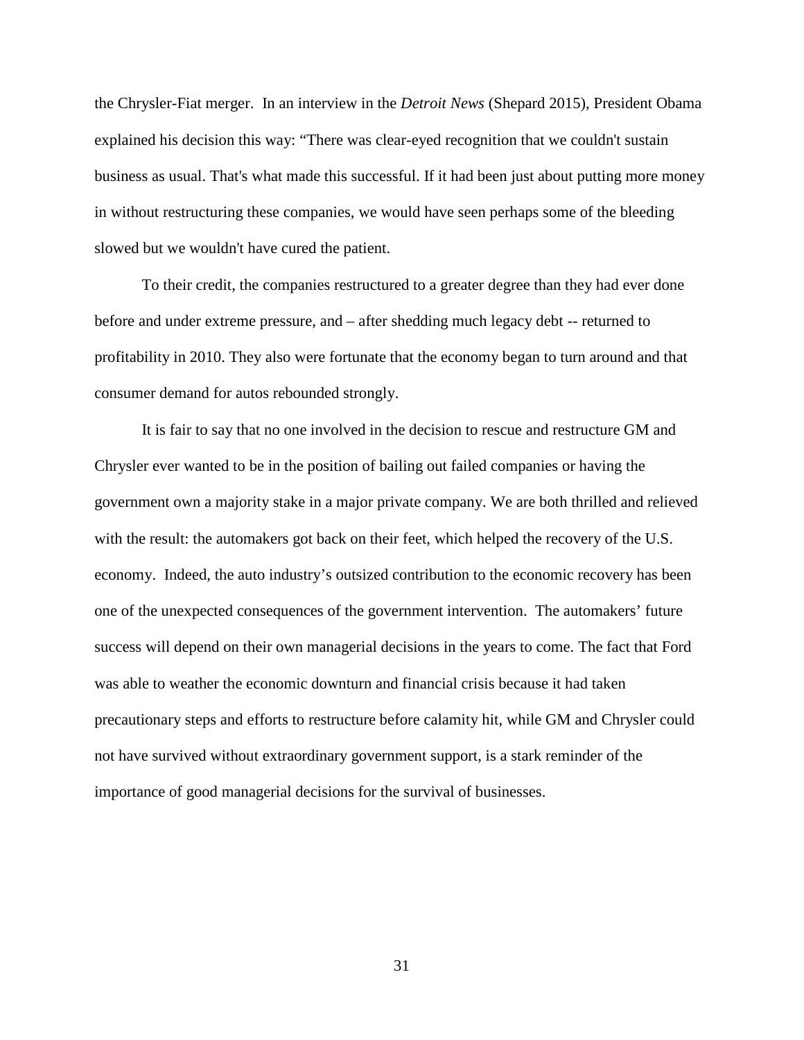the Chrysler-Fiat merger. In an interview in the *Detroit News* (Shepard 2015), President Obama explained his decision this way: “There was clear-eyed recognition that we couldn't sustain business as usual. That's what made this successful. If it had been just about putting more money in without restructuring these companies, we would have seen perhaps some of the bleeding slowed but we wouldn't have cured the patient.

To their credit, the companies restructured to a greater degree than they had ever done before and under extreme pressure, and – after shedding much legacy debt -- returned to profitability in 2010. They also were fortunate that the economy began to turn around and that consumer demand for autos rebounded strongly.

It is fair to say that no one involved in the decision to rescue and restructure GM and Chrysler ever wanted to be in the position of bailing out failed companies or having the government own a majority stake in a major private company. We are both thrilled and relieved with the result: the automakers got back on their feet, which helped the recovery of the U.S. economy. Indeed, the auto industry’s outsized contribution to the economic recovery has been one of the unexpected consequences of the government intervention. The automakers’ future success will depend on their own managerial decisions in the years to come. The fact that Ford was able to weather the economic downturn and financial crisis because it had taken precautionary steps and efforts to restructure before calamity hit, while GM and Chrysler could not have survived without extraordinary government support, is a stark reminder of the importance of good managerial decisions for the survival of businesses.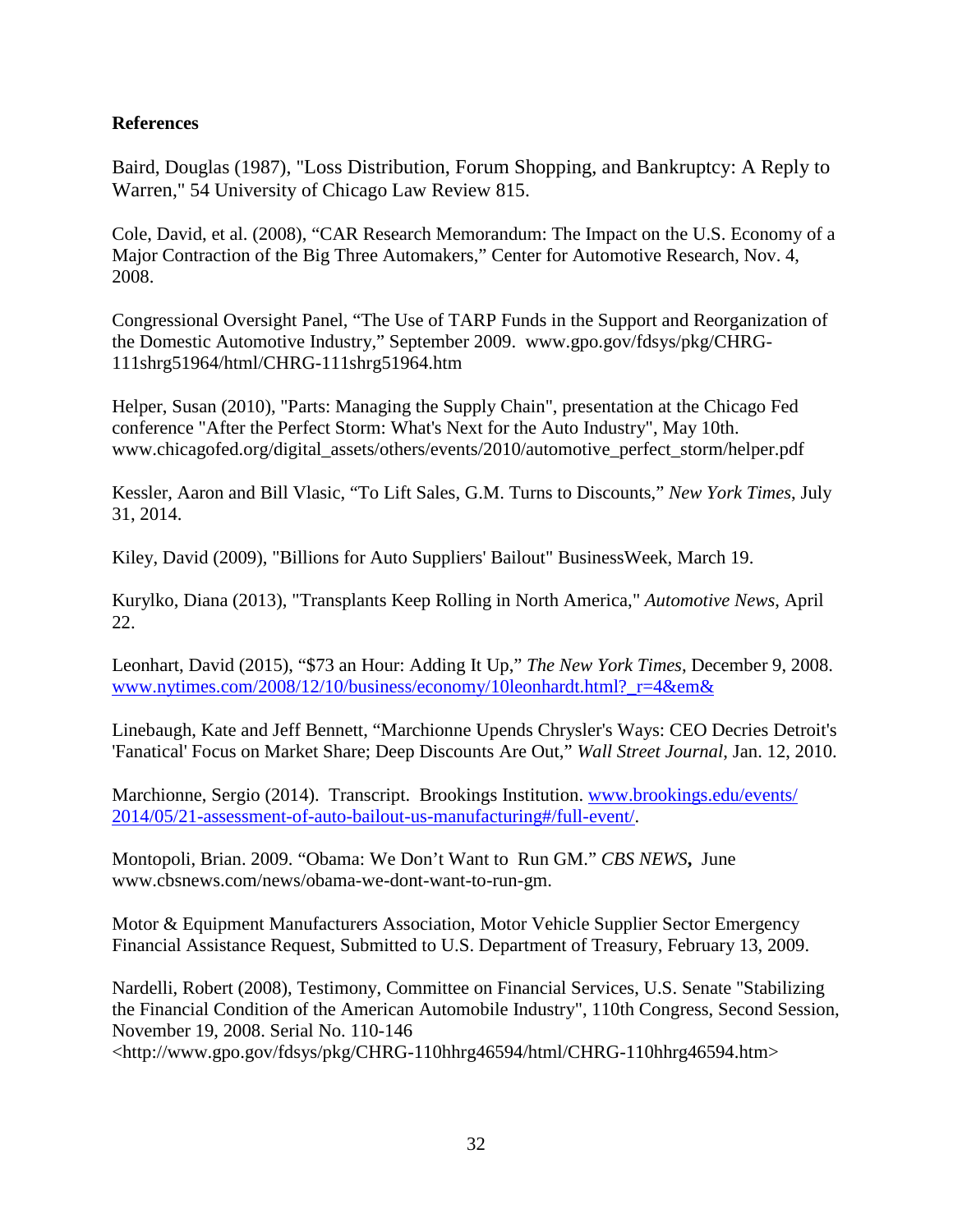**References**

Baird, Douglas (1987), "Loss Distribution, Forum Shopping, and Bankruptcy: A Reply to Warren," 54 University of Chicago Law Review 815.

Cole, David, et al. (2008), "CAR Research Memorandum: The Impact on the U.S. Economy of a Major Contraction of the Big Three Automakers," Center for Automotive Research, Nov. 4, 2008.

Congressional Oversight Panel, "The Use of TARP Funds in the Support and Reorganization of the Domestic Automotive Industry," September 2009. www.gpo.gov/fdsys/pkg/CHRG-111shrg51964/html/CHRG-111shrg51964.htm

Helper, Susan (2010), "Parts: Managing the Supply Chain", presentation at the Chicago Fed conference "After the Perfect Storm: What's Next for the Auto Industry", May 10th. www.chicagofed.org/digital_assets/others/events/2010/automotive_perfect_storm/helper.pdf

Kessler, Aaron and Bill Vlasic, "To Lift Sales, G.M. Turns to Discounts," *New York Times*, July 31, 2014.

Kiley, David (2009), "Billions for Auto Suppliers' Bailout" BusinessWeek, March 19.

Kurylko, Diana (2013), "Transplants Keep Rolling in North America," *Automotive News*, April 22.

Leonhart, David (2015), "$73 an Hour: Adding It Up," *The New York Times*, December 9, 2008. www.nytimes.com/2008/12/10/business/economy/10leonhardt.html?_r=4&em&

Linebaugh, Kate and Jeff Bennett, "Marchionne Upends Chrysler's Ways: CEO Decries Detroit's 'Fanatical' Focus on Market Share; Deep Discounts Are Out," *Wall Street Journal*, Jan. 12, 2010.

Marchionne, Sergio (2014). Transcript. Brookings Institution. www.brookings.edu/events/2014/05/21-assessment-of-auto-bailout-us-manufacturing#/full-event/.

Montopoli, Brian. 2009. "Obama: We Don't Want to Run GM." *CBS NEWS***,** June www.cbsnews.com/news/obama-we-dont-want-to-run-gm.

Motor & Equipment Manufacturers Association, Motor Vehicle Supplier Sector Emergency Financial Assistance Request, Submitted to U.S. Department of Treasury, February 13, 2009.

Nardelli, Robert (2008), Testimony, Committee on Financial Services, U.S. Senate "Stabilizing the Financial Condition of the American Automobile Industry", 110th Congress, Second Session, November 19, 2008. Serial No. 110-146 <http://www.gpo.gov/fdsys/pkg/CHRG-110hhrg46594/html/CHRG-110hhrg46594.htm>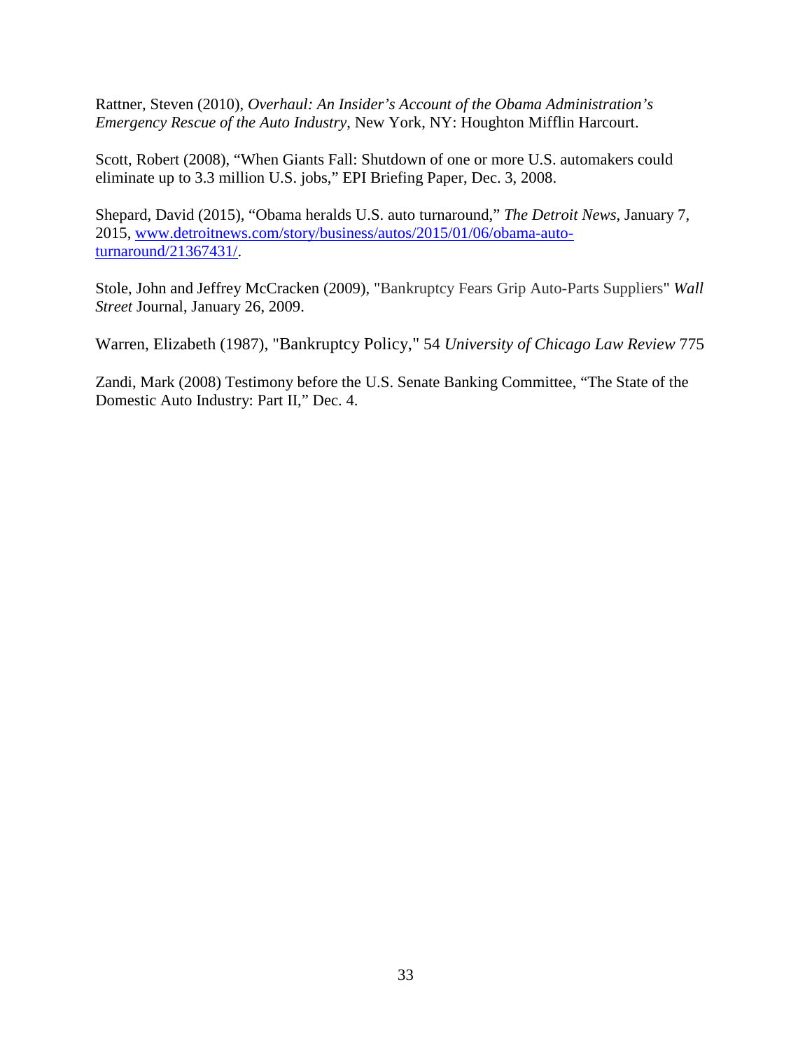Rattner, Steven (2010), *Overhaul: An Insider's Account of the Obama Administration's Emergency Rescue of the Auto Industry*, New York, NY: Houghton Mifflin Harcourt.

Scott, Robert (2008), "When Giants Fall: Shutdown of one or more U.S. automakers could eliminate up to 3.3 million U.S. jobs," EPI Briefing Paper, Dec. 3, 2008.

Shepard, David (2015), "Obama heralds U.S. auto turnaround," *The Detroit News*, January 7, 2015, [www.detroitnews.com/story/business/autos/2015/01/06/obama-auto-turnaround/21367431/](www.detroitnews.com/story/business/autos/2015/01/06/obama-auto-turnaround/21367431/).

Stole, John and Jeffrey McCracken (2009), "Bankruptcy Fears Grip Auto-Parts Suppliers" *Wall Street* Journal, January 26, 2009.

Warren, Elizabeth (1987), "Bankruptcy Policy," 54 *University of Chicago Law Review* 775

Zandi, Mark (2008) Testimony before the U.S. Senate Banking Committee, "The State of the Domestic Auto Industry: Part II," Dec. 4.